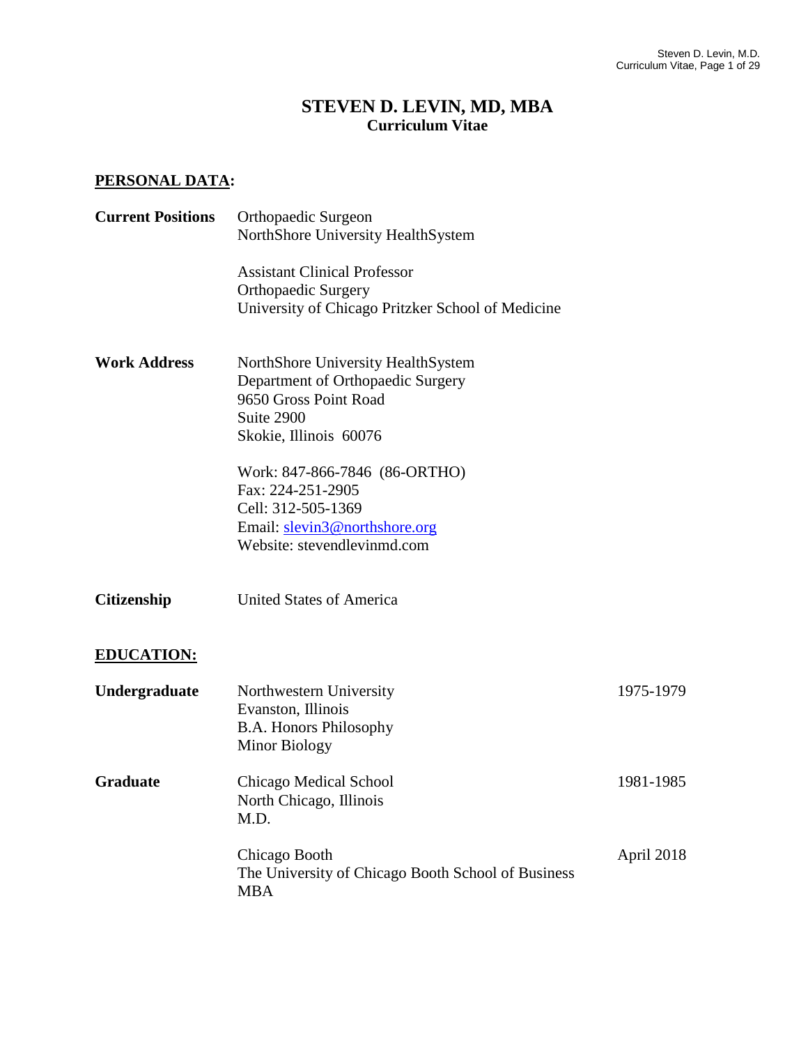# STEVEN D. LEVIN, MD, MBA
**Curriculum Vitae**

## PERSONAL DATA:

**Current Positions**

Orthopaedic Surgeon
NorthShore University HealthSystem

Assistant Clinical Professor
Orthopaedic Surgery
University of Chicago Pritzker School of Medicine

**Work Address**

NorthShore University HealthSystem
Department of Orthopaedic Surgery
9650 Gross Point Road
Suite 2900
Skokie, Illinois 60076

Work: 847-866-7846 (86-ORTHO)
Fax: 224-251-2905
Cell: 312-505-1369
Email: slevin3@northshore.org
Website: stevendlevinmd.com

**Citizenship**

United States of America

## EDUCATION:

**Undergraduate**

Northwestern University — 1975-1979
Evanston, Illinois
B.A. Honors Philosophy
Minor Biology

**Graduate**

Chicago Medical School — 1981-1985
North Chicago, Illinois
M.D.

Chicago Booth — April 2018
The University of Chicago Booth School of Business
MBA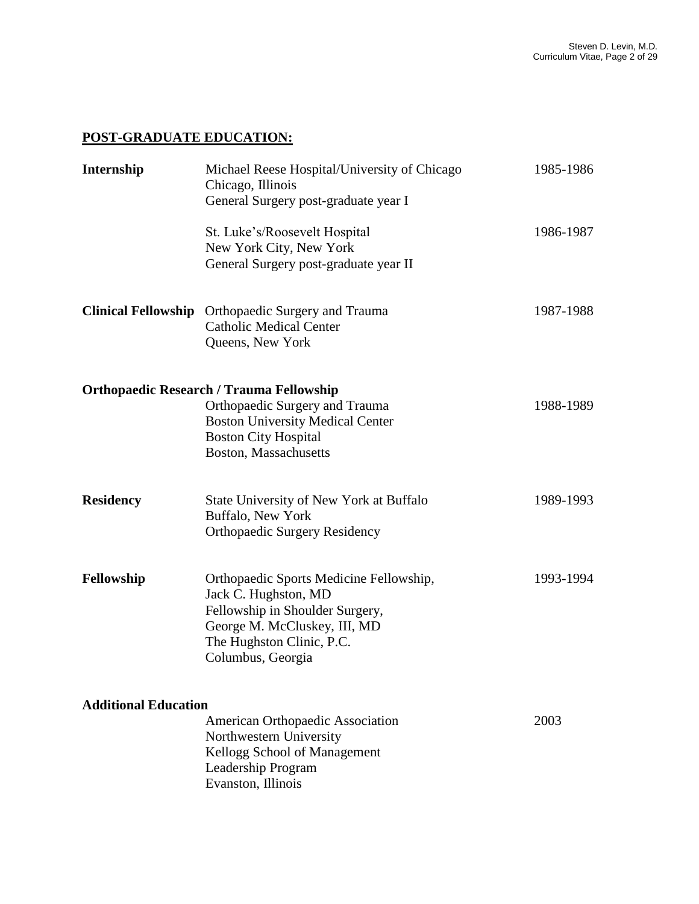## POST-GRADUATE EDUCATION:

| | | |
|---|---|---|
| **Internship** | Michael Reese Hospital/University of Chicago<br>Chicago, Illinois<br>General Surgery post-graduate year I | 1985-1986 |
| | St. Luke's/Roosevelt Hospital<br>New York City, New York<br>General Surgery post-graduate year II | 1986-1987 |
| **Clinical Fellowship** | Orthopaedic Surgery and Trauma<br>Catholic Medical Center<br>Queens, New York | 1987-1988 |

**Orthopaedic Research / Trauma Fellowship**

| | | |
|---|---|---|
| | Orthopaedic Surgery and Trauma<br>Boston University Medical Center<br>Boston City Hospital<br>Boston, Massachusetts | 1988-1989 |
| **Residency** | State University of New York at Buffalo<br>Buffalo, New York<br>Orthopaedic Surgery Residency | 1989-1993 |
| **Fellowship** | Orthopaedic Sports Medicine Fellowship,<br>Jack C. Hughston, MD<br>Fellowship in Shoulder Surgery,<br>George M. McCluskey, III, MD<br>The Hughston Clinic, P.C.<br>Columbus, Georgia | 1993-1994 |

**Additional Education**

| | | |
|---|---|---|
| | American Orthopaedic Association<br>Northwestern University<br>Kellogg School of Management<br>Leadership Program<br>Evanston, Illinois | 2003 |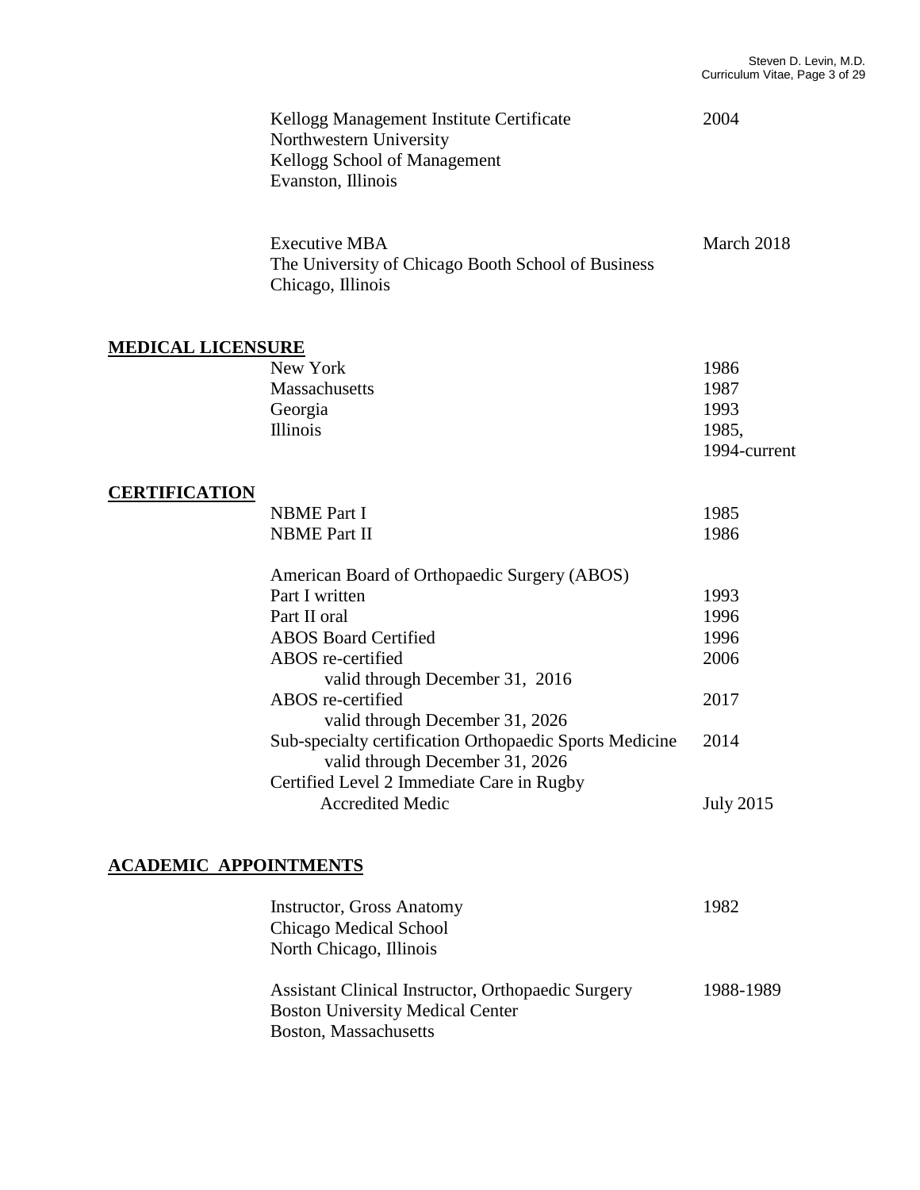Kellogg Management Institute Certificate — 2004
Northwestern University
Kellogg School of Management
Evanston, Illinois

Executive MBA — March 2018
The University of Chicago Booth School of Business
Chicago, Illinois

## MEDICAL LICENSURE

| | |
|---|---|
| New York | 1986 |
| Massachusetts | 1987 |
| Georgia | 1993 |
| Illinois | 1985, 1994-current |

## CERTIFICATION

| | |
|---|---|
| NBME Part I | 1985 |
| NBME Part II | 1986 |

American Board of Orthopaedic Surgery (ABOS)

| | |
|---|---|
| Part I written | 1993 |
| Part II oral | 1996 |
| ABOS Board Certified | 1996 |
| ABOS re-certified<br>valid through December 31, 2016 | 2006 |
| ABOS re-certified<br>valid through December 31, 2026 | 2017 |
| Sub-specialty certification Orthopaedic Sports Medicine<br>valid through December 31, 2026 | 2014 |
| Certified Level 2 Immediate Care in Rugby<br>Accredited Medic | July 2015 |

## ACADEMIC APPOINTMENTS

Instructor, Gross Anatomy — 1982
Chicago Medical School
North Chicago, Illinois

Assistant Clinical Instructor, Orthopaedic Surgery — 1988-1989
Boston University Medical Center
Boston, Massachusetts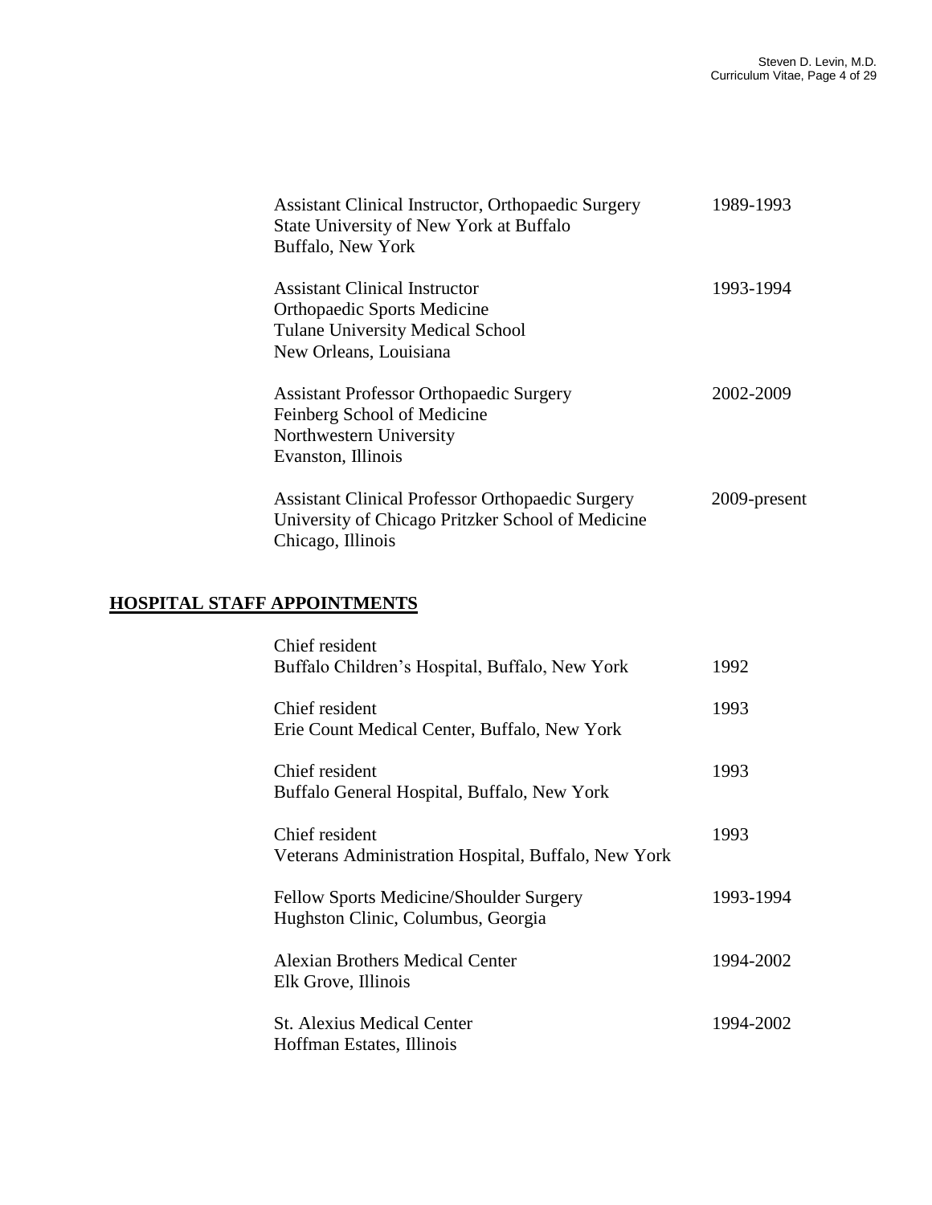Assistant Clinical Instructor, Orthopaedic Surgery
State University of New York at Buffalo
Buffalo, New York
1989-1993

Assistant Clinical Instructor
Orthopaedic Sports Medicine
Tulane University Medical School
New Orleans, Louisiana
1993-1994

Assistant Professor Orthopaedic Surgery
Feinberg School of Medicine
Northwestern University
Evanston, Illinois
2002-2009

Assistant Clinical Professor Orthopaedic Surgery
University of Chicago Pritzker School of Medicine
Chicago, Illinois
2009-present

## HOSPITAL STAFF APPOINTMENTS

Chief resident
Buffalo Children's Hospital, Buffalo, New York
1992

Chief resident
Erie Count Medical Center, Buffalo, New York
1993

Chief resident
Buffalo General Hospital, Buffalo, New York
1993

Chief resident
Veterans Administration Hospital, Buffalo, New York
1993

Fellow Sports Medicine/Shoulder Surgery
Hughston Clinic, Columbus, Georgia
1993-1994

Alexian Brothers Medical Center
Elk Grove, Illinois
1994-2002

St. Alexius Medical Center
Hoffman Estates, Illinois
1994-2002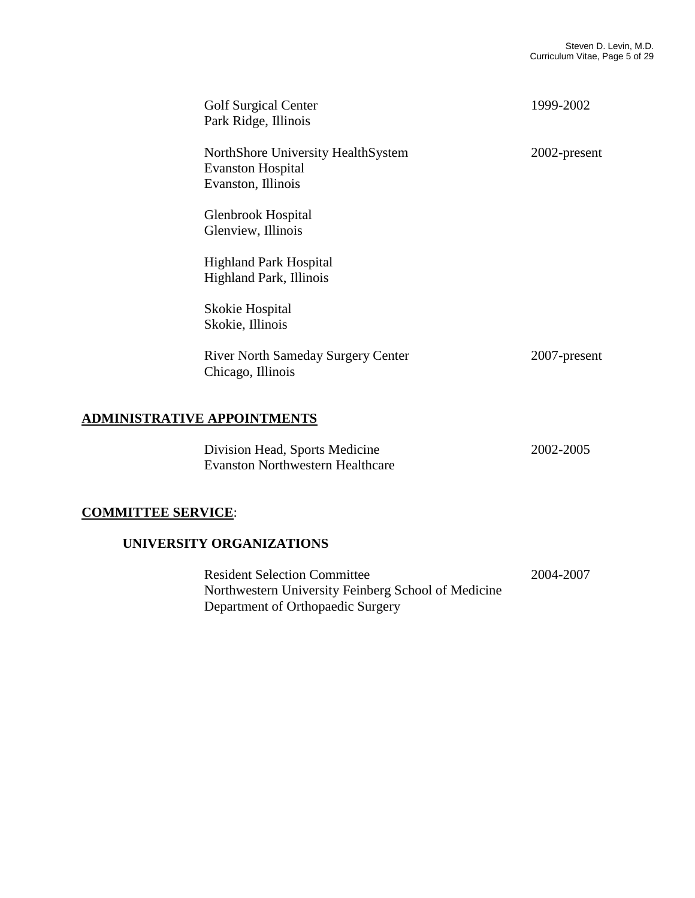Golf Surgical Center — 1999-2002
Park Ridge, Illinois

NorthShore University HealthSystem — 2002-present
Evanston Hospital
Evanston, Illinois

Glenbrook Hospital
Glenview, Illinois

Highland Park Hospital
Highland Park, Illinois

Skokie Hospital
Skokie, Illinois

River North Sameday Surgery Center — 2007-present
Chicago, Illinois

## ADMINISTRATIVE APPOINTMENTS

Division Head, Sports Medicine — 2002-2005
Evanston Northwestern Healthcare

## COMMITTEE SERVICE:

### UNIVERSITY ORGANIZATIONS

Resident Selection Committee — 2004-2007
Northwestern University Feinberg School of Medicine
Department of Orthopaedic Surgery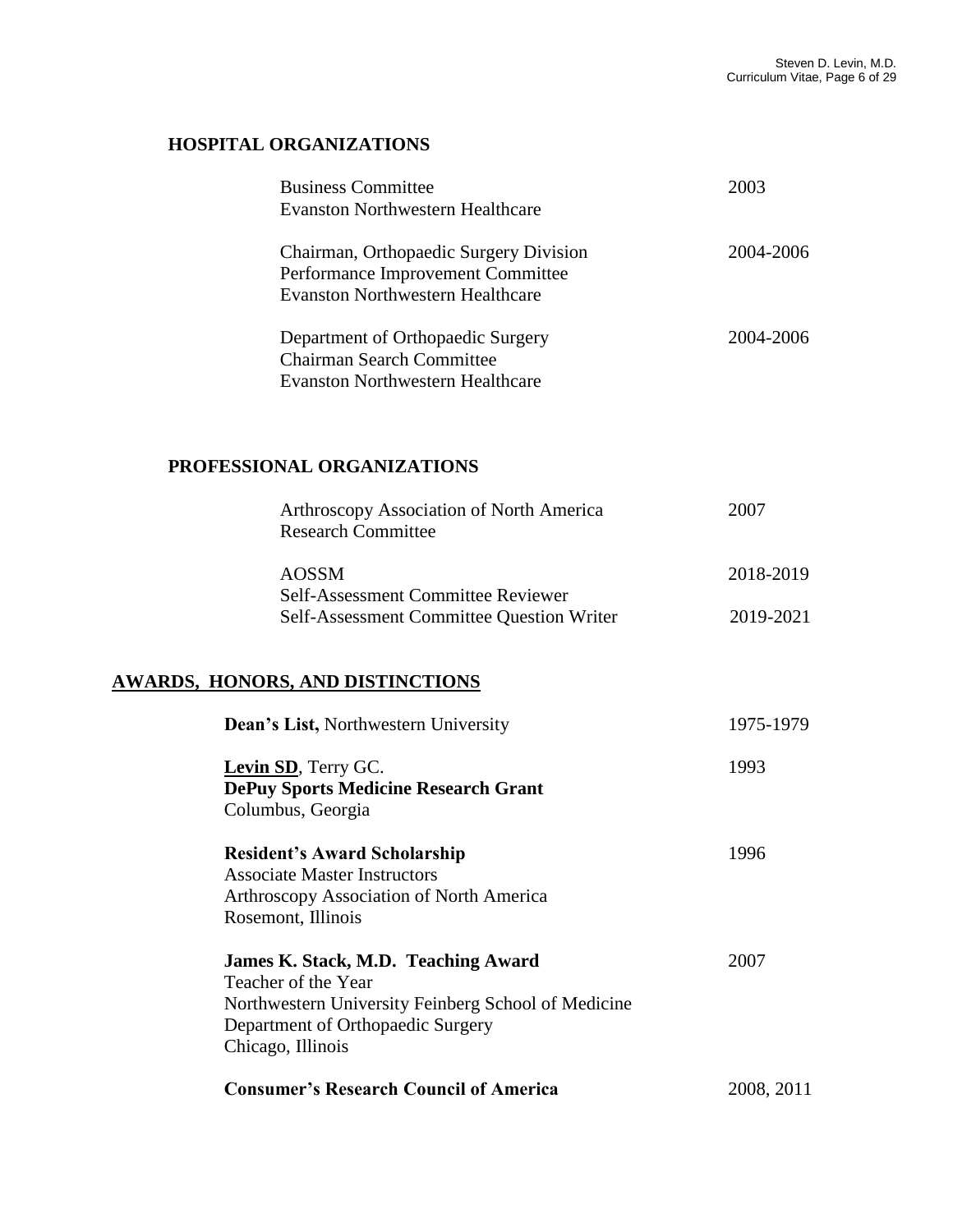## HOSPITAL ORGANIZATIONS

| | |
|---|---|
| Business Committee<br>Evanston Northwestern Healthcare | 2003 |
| Chairman, Orthopaedic Surgery Division<br>Performance Improvement Committee<br>Evanston Northwestern Healthcare | 2004-2006 |
| Department of Orthopaedic Surgery<br>Chairman Search Committee<br>Evanston Northwestern Healthcare | 2004-2006 |

## PROFESSIONAL ORGANIZATIONS

| | |
|---|---|
| Arthroscopy Association of North America<br>Research Committee | 2007 |
| AOSSM<br>Self-Assessment Committee Reviewer | 2018-2019 |
| Self-Assessment Committee Question Writer | 2019-2021 |

## AWARDS, HONORS, AND DISTINCTIONS

| | |
|---|---|
| **Dean's List,** Northwestern University | 1975-1979 |
| **Levin SD**, Terry GC.<br>**DePuy Sports Medicine Research Grant**<br>Columbus, Georgia | 1993 |
| **Resident's Award Scholarship**<br>Associate Master Instructors<br>Arthroscopy Association of North America<br>Rosemont, Illinois | 1996 |
| **James K. Stack, M.D. Teaching Award**<br>Teacher of the Year<br>Northwestern University Feinberg School of Medicine<br>Department of Orthopaedic Surgery<br>Chicago, Illinois | 2007 |
| **Consumer's Research Council of America** | 2008, 2011 |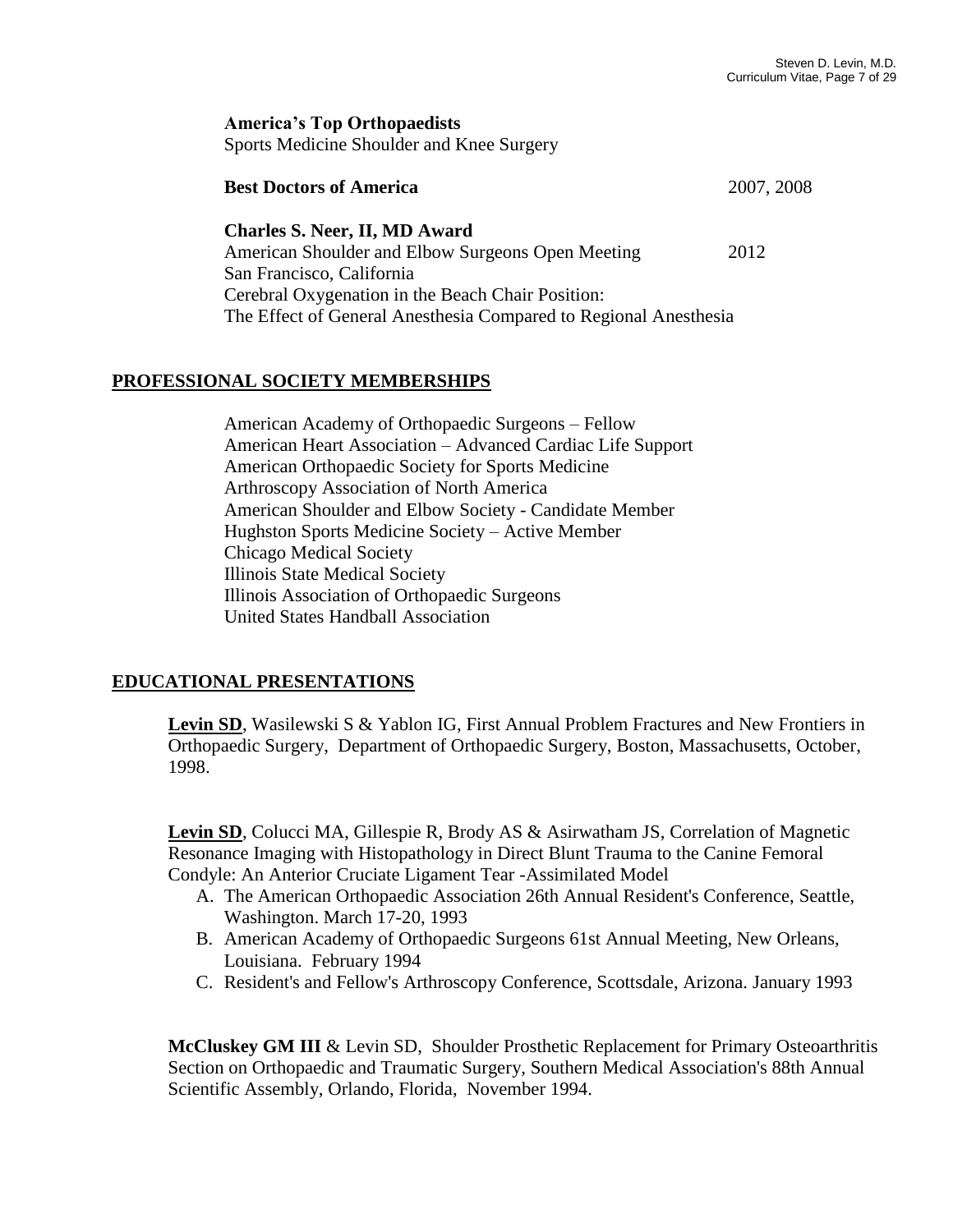**America's Top Orthopaedists**
Sports Medicine Shoulder and Knee Surgery

**Best Doctors of America** 2007, 2008

**Charles S. Neer, II, MD Award**
American Shoulder and Elbow Surgeons Open Meeting 2012
San Francisco, California
Cerebral Oxygenation in the Beach Chair Position:
The Effect of General Anesthesia Compared to Regional Anesthesia

## PROFESSIONAL SOCIETY MEMBERSHIPS

American Academy of Orthopaedic Surgeons – Fellow
American Heart Association – Advanced Cardiac Life Support
American Orthopaedic Society for Sports Medicine
Arthroscopy Association of North America
American Shoulder and Elbow Society - Candidate Member
Hughston Sports Medicine Society – Active Member
Chicago Medical Society
Illinois State Medical Society
Illinois Association of Orthopaedic Surgeons
United States Handball Association

## EDUCATIONAL PRESENTATIONS

**Levin SD**, Wasilewski S & Yablon IG, First Annual Problem Fractures and New Frontiers in Orthopaedic Surgery, Department of Orthopaedic Surgery, Boston, Massachusetts, October, 1998.

**Levin SD**, Colucci MA, Gillespie R, Brody AS & Asirwatham JS, Correlation of Magnetic Resonance Imaging with Histopathology in Direct Blunt Trauma to the Canine Femoral Condyle: An Anterior Cruciate Ligament Tear -Assimilated Model

A. The American Orthopaedic Association 26th Annual Resident's Conference, Seattle, Washington. March 17-20, 1993
B. American Academy of Orthopaedic Surgeons 61st Annual Meeting, New Orleans, Louisiana. February 1994
C. Resident's and Fellow's Arthroscopy Conference, Scottsdale, Arizona. January 1993

**McCluskey GM III** & Levin SD, Shoulder Prosthetic Replacement for Primary Osteoarthritis Section on Orthopaedic and Traumatic Surgery, Southern Medical Association's 88th Annual Scientific Assembly, Orlando, Florida, November 1994.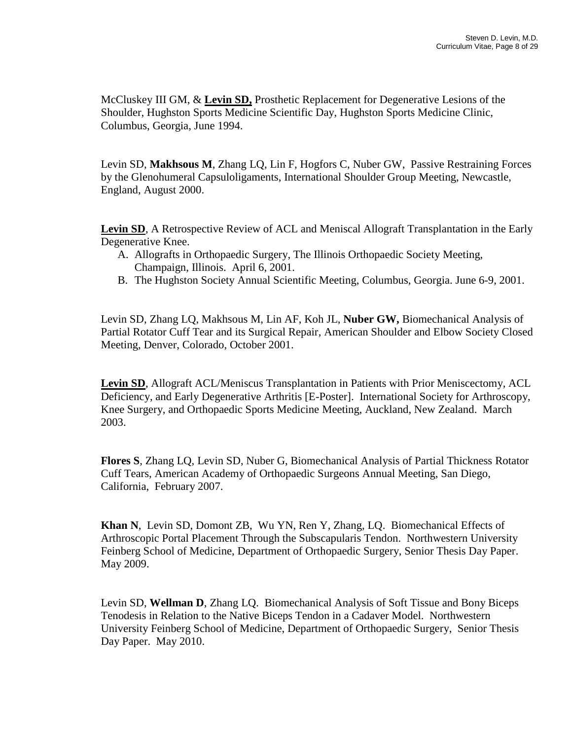McCluskey III GM, & **Levin SD,** Prosthetic Replacement for Degenerative Lesions of the Shoulder, Hughston Sports Medicine Scientific Day, Hughston Sports Medicine Clinic, Columbus, Georgia, June 1994.

Levin SD, **Makhsous M**, Zhang LQ, Lin F, Hogfors C, Nuber GW, Passive Restraining Forces by the Glenohumeral Capsuloligaments, International Shoulder Group Meeting, Newcastle, England, August 2000.

**Levin SD**, A Retrospective Review of ACL and Meniscal Allograft Transplantation in the Early Degenerative Knee.

A. Allografts in Orthopaedic Surgery, The Illinois Orthopaedic Society Meeting, Champaign, Illinois. April 6, 2001.
B. The Hughston Society Annual Scientific Meeting, Columbus, Georgia. June 6-9, 2001.

Levin SD, Zhang LQ, Makhsous M, Lin AF, Koh JL, **Nuber GW,** Biomechanical Analysis of Partial Rotator Cuff Tear and its Surgical Repair, American Shoulder and Elbow Society Closed Meeting, Denver, Colorado, October 2001.

**Levin SD**, Allograft ACL/Meniscus Transplantation in Patients with Prior Meniscectomy, ACL Deficiency, and Early Degenerative Arthritis [E-Poster]. International Society for Arthroscopy, Knee Surgery, and Orthopaedic Sports Medicine Meeting, Auckland, New Zealand. March 2003.

**Flores S**, Zhang LQ, Levin SD, Nuber G, Biomechanical Analysis of Partial Thickness Rotator Cuff Tears, American Academy of Orthopaedic Surgeons Annual Meeting, San Diego, California, February 2007.

**Khan N**, Levin SD, Domont ZB, Wu YN, Ren Y, Zhang, LQ. Biomechanical Effects of Arthroscopic Portal Placement Through the Subscapularis Tendon. Northwestern University Feinberg School of Medicine, Department of Orthopaedic Surgery, Senior Thesis Day Paper. May 2009.

Levin SD, **Wellman D**, Zhang LQ. Biomechanical Analysis of Soft Tissue and Bony Biceps Tenodesis in Relation to the Native Biceps Tendon in a Cadaver Model. Northwestern University Feinberg School of Medicine, Department of Orthopaedic Surgery, Senior Thesis Day Paper. May 2010.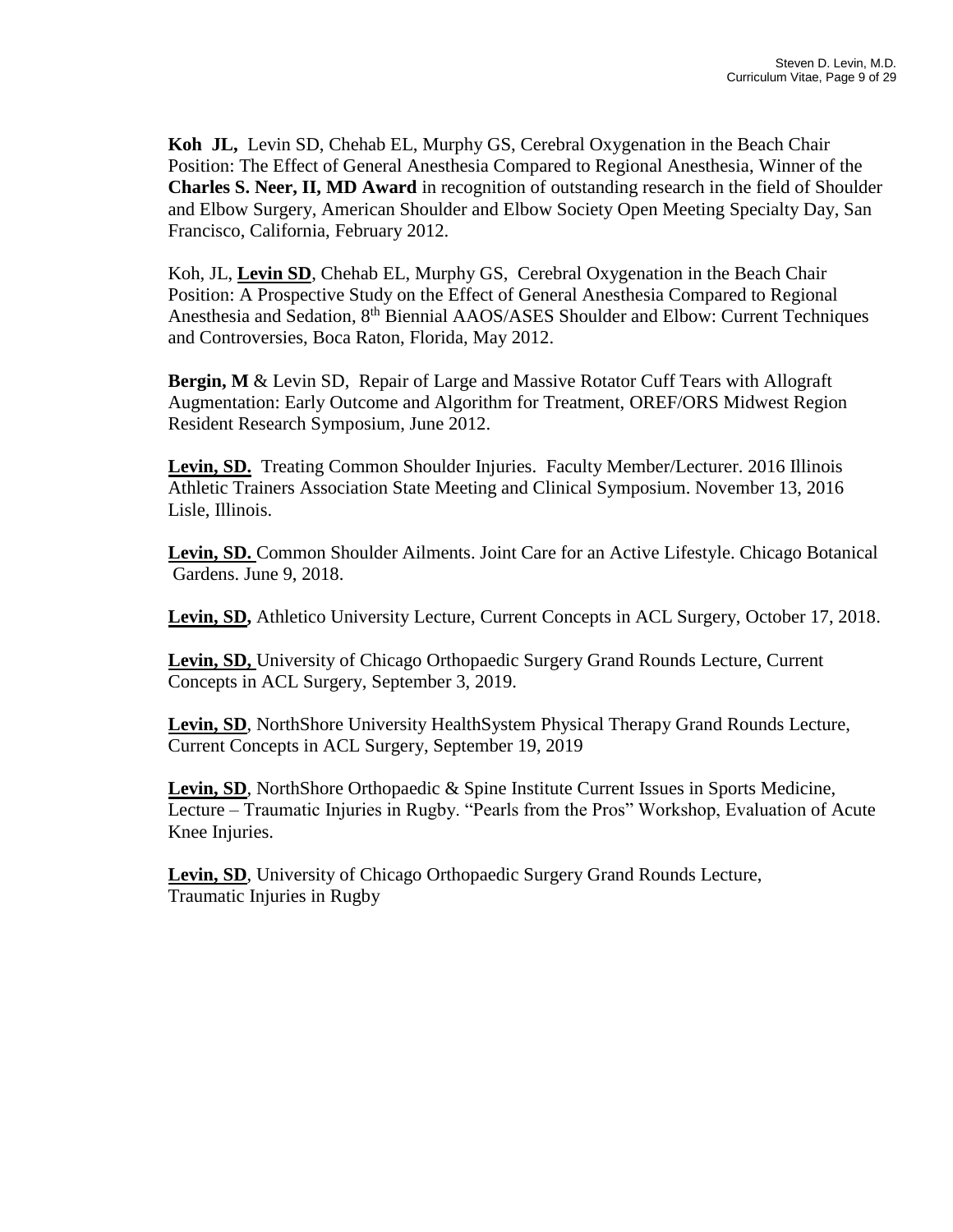**Koh JL,** Levin SD, Chehab EL, Murphy GS, Cerebral Oxygenation in the Beach Chair Position: The Effect of General Anesthesia Compared to Regional Anesthesia, Winner of the **Charles S. Neer, II, MD Award** in recognition of outstanding research in the field of Shoulder and Elbow Surgery, American Shoulder and Elbow Society Open Meeting Specialty Day, San Francisco, California, February 2012.

Koh, JL, **Levin SD**, Chehab EL, Murphy GS, Cerebral Oxygenation in the Beach Chair Position: A Prospective Study on the Effect of General Anesthesia Compared to Regional Anesthesia and Sedation, 8th Biennial AAOS/ASES Shoulder and Elbow: Current Techniques and Controversies, Boca Raton, Florida, May 2012.

**Bergin, M** & Levin SD, Repair of Large and Massive Rotator Cuff Tears with Allograft Augmentation: Early Outcome and Algorithm for Treatment, OREF/ORS Midwest Region Resident Research Symposium, June 2012.

**Levin, SD.** Treating Common Shoulder Injuries. Faculty Member/Lecturer. 2016 Illinois Athletic Trainers Association State Meeting and Clinical Symposium. November 13, 2016 Lisle, Illinois.

**Levin, SD.** Common Shoulder Ailments. Joint Care for an Active Lifestyle. Chicago Botanical Gardens. June 9, 2018.

**Levin, SD,** Athletico University Lecture, Current Concepts in ACL Surgery, October 17, 2018.

**Levin, SD,** University of Chicago Orthopaedic Surgery Grand Rounds Lecture, Current Concepts in ACL Surgery, September 3, 2019.

**Levin, SD**, NorthShore University HealthSystem Physical Therapy Grand Rounds Lecture, Current Concepts in ACL Surgery, September 19, 2019

**Levin, SD**, NorthShore Orthopaedic & Spine Institute Current Issues in Sports Medicine, Lecture – Traumatic Injuries in Rugby. "Pearls from the Pros" Workshop, Evaluation of Acute Knee Injuries.

**Levin, SD**, University of Chicago Orthopaedic Surgery Grand Rounds Lecture, Traumatic Injuries in Rugby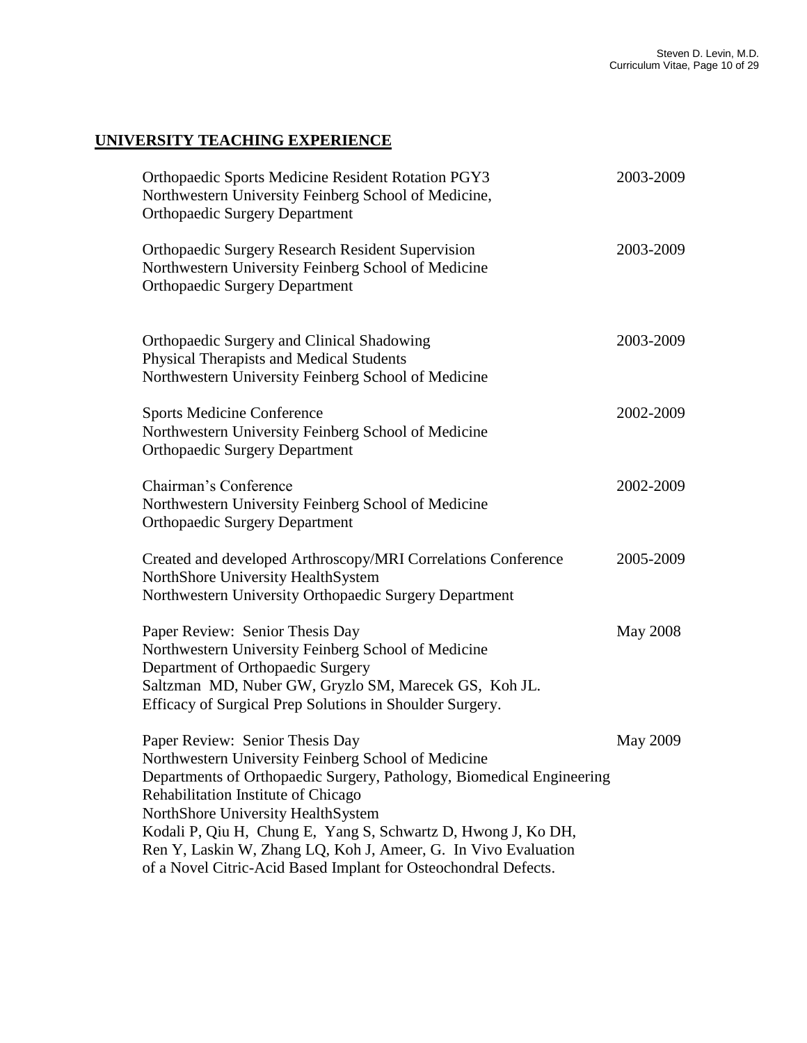## UNIVERSITY TEACHING EXPERIENCE

Orthopaedic Sports Medicine Resident Rotation PGY3 — 2003-2009
Northwestern University Feinberg School of Medicine,
Orthopaedic Surgery Department

Orthopaedic Surgery Research Resident Supervision — 2003-2009
Northwestern University Feinberg School of Medicine
Orthopaedic Surgery Department

Orthopaedic Surgery and Clinical Shadowing — 2003-2009
Physical Therapists and Medical Students
Northwestern University Feinberg School of Medicine

Sports Medicine Conference — 2002-2009
Northwestern University Feinberg School of Medicine
Orthopaedic Surgery Department

Chairman's Conference — 2002-2009
Northwestern University Feinberg School of Medicine
Orthopaedic Surgery Department

Created and developed Arthroscopy/MRI Correlations Conference — 2005-2009
NorthShore University HealthSystem
Northwestern University Orthopaedic Surgery Department

Paper Review: Senior Thesis Day — May 2008
Northwestern University Feinberg School of Medicine
Department of Orthopaedic Surgery
Saltzman MD, Nuber GW, Gryzlo SM, Marecek GS, Koh JL.
Efficacy of Surgical Prep Solutions in Shoulder Surgery.

Paper Review: Senior Thesis Day — May 2009
Northwestern University Feinberg School of Medicine
Departments of Orthopaedic Surgery, Pathology, Biomedical Engineering
Rehabilitation Institute of Chicago
NorthShore University HealthSystem
Kodali P, Qiu H, Chung E, Yang S, Schwartz D, Hwong J, Ko DH, Ren Y, Laskin W, Zhang LQ, Koh J, Ameer, G. In Vivo Evaluation of a Novel Citric-Acid Based Implant for Osteochondral Defects.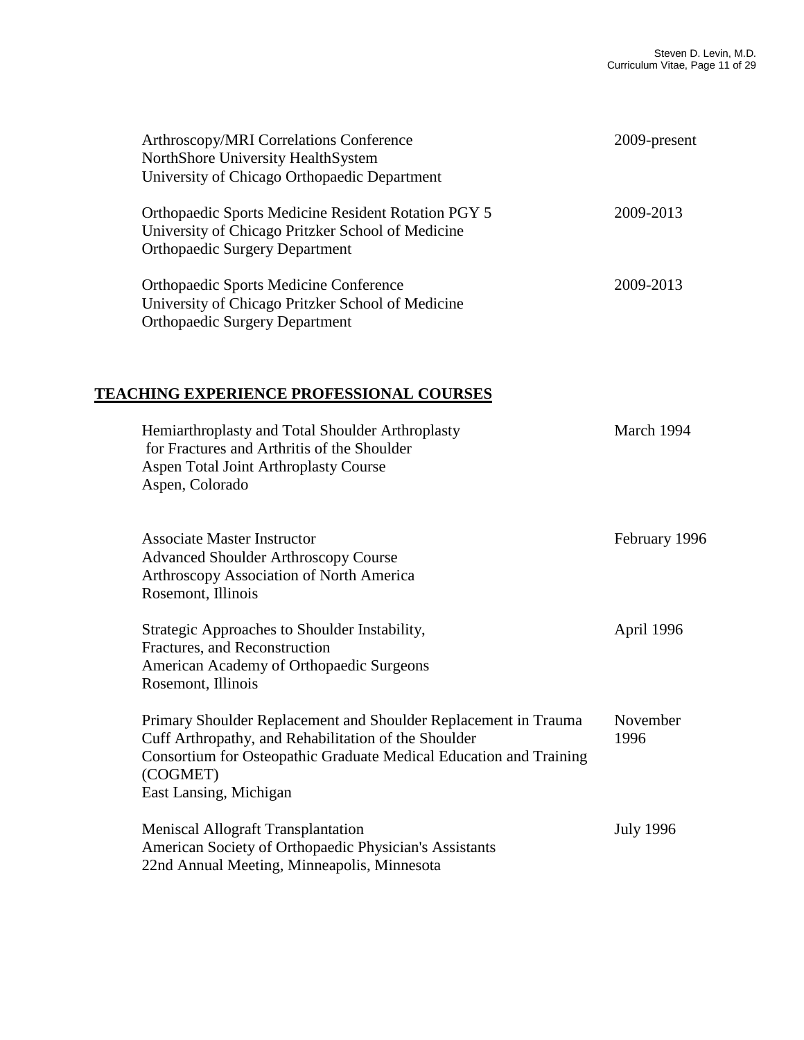Arthroscopy/MRI Correlations Conference 2009-present
NorthShore University HealthSystem
University of Chicago Orthopaedic Department

Orthopaedic Sports Medicine Resident Rotation PGY 5 2009-2013
University of Chicago Pritzker School of Medicine
Orthopaedic Surgery Department

Orthopaedic Sports Medicine Conference 2009-2013
University of Chicago Pritzker School of Medicine
Orthopaedic Surgery Department

## TEACHING EXPERIENCE PROFESSIONAL COURSES

Hemiarthroplasty and Total Shoulder Arthroplasty March 1994
for Fractures and Arthritis of the Shoulder
Aspen Total Joint Arthroplasty Course
Aspen, Colorado

Associate Master Instructor February 1996
Advanced Shoulder Arthroscopy Course
Arthroscopy Association of North America
Rosemont, Illinois

Strategic Approaches to Shoulder Instability, April 1996
Fractures, and Reconstruction
American Academy of Orthopaedic Surgeons
Rosemont, Illinois

Primary Shoulder Replacement and Shoulder Replacement in Trauma November 1996
Cuff Arthropathy, and Rehabilitation of the Shoulder
Consortium for Osteopathic Graduate Medical Education and Training (COGMET)
East Lansing, Michigan

Meniscal Allograft Transplantation July 1996
American Society of Orthopaedic Physician's Assistants
22nd Annual Meeting, Minneapolis, Minnesota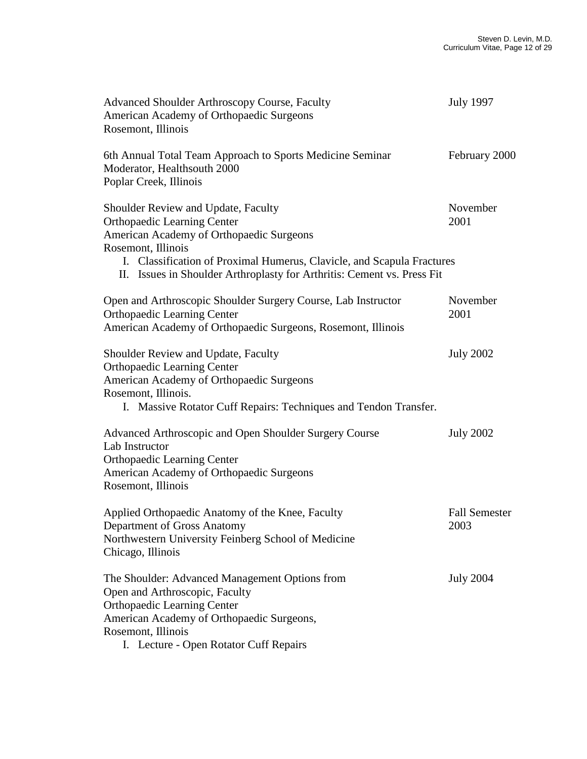Advanced Shoulder Arthroscopy Course, Faculty — July 1997
American Academy of Orthopaedic Surgeons
Rosemont, Illinois

6th Annual Total Team Approach to Sports Medicine Seminar — February 2000
Moderator, Healthsouth 2000
Poplar Creek, Illinois

Shoulder Review and Update, Faculty — November 2001
Orthopaedic Learning Center
American Academy of Orthopaedic Surgeons
Rosemont, Illinois

I. Classification of Proximal Humerus, Clavicle, and Scapula Fractures
II. Issues in Shoulder Arthroplasty for Arthritis: Cement vs. Press Fit

Open and Arthroscopic Shoulder Surgery Course, Lab Instructor — November 2001
Orthopaedic Learning Center
American Academy of Orthopaedic Surgeons, Rosemont, Illinois

Shoulder Review and Update, Faculty — July 2002
Orthopaedic Learning Center
American Academy of Orthopaedic Surgeons
Rosemont, Illinois.

I. Massive Rotator Cuff Repairs: Techniques and Tendon Transfer.

Advanced Arthroscopic and Open Shoulder Surgery Course — July 2002
Lab Instructor
Orthopaedic Learning Center
American Academy of Orthopaedic Surgeons
Rosemont, Illinois

Applied Orthopaedic Anatomy of the Knee, Faculty — Fall Semester 2003
Department of Gross Anatomy
Northwestern University Feinberg School of Medicine
Chicago, Illinois

The Shoulder: Advanced Management Options from — July 2004
Open and Arthroscopic, Faculty
Orthopaedic Learning Center
American Academy of Orthopaedic Surgeons,
Rosemont, Illinois

I. Lecture - Open Rotator Cuff Repairs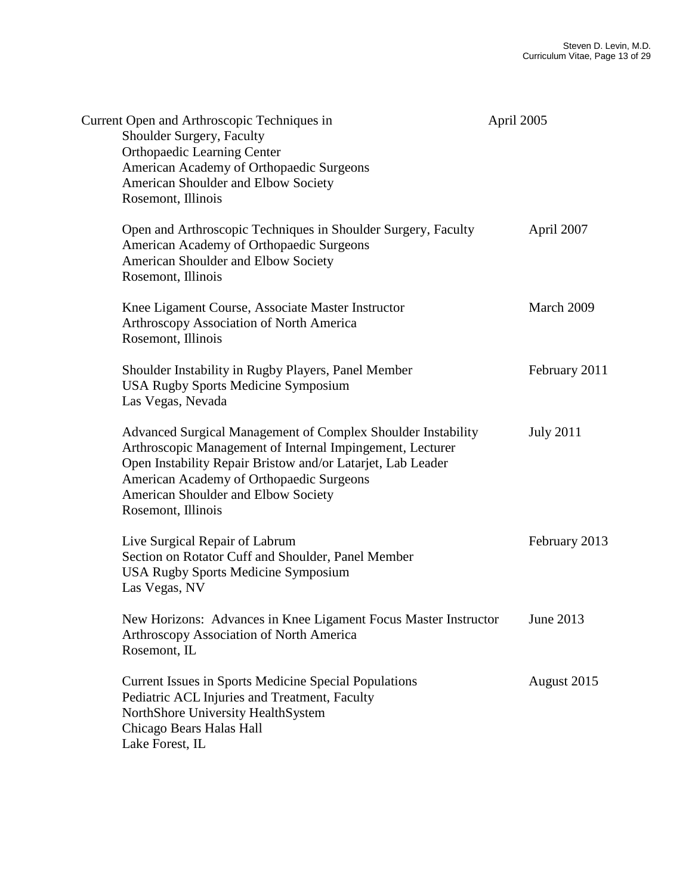Current Open and Arthroscopic Techniques in Shoulder Surgery, Faculty — April 2005
Orthopaedic Learning Center
American Academy of Orthopaedic Surgeons
American Shoulder and Elbow Society
Rosemont, Illinois

Open and Arthroscopic Techniques in Shoulder Surgery, Faculty — April 2007
American Academy of Orthopaedic Surgeons
American Shoulder and Elbow Society
Rosemont, Illinois

Knee Ligament Course, Associate Master Instructor — March 2009
Arthroscopy Association of North America
Rosemont, Illinois

Shoulder Instability in Rugby Players, Panel Member — February 2011
USA Rugby Sports Medicine Symposium
Las Vegas, Nevada

Advanced Surgical Management of Complex Shoulder Instability — July 2011
Arthroscopic Management of Internal Impingement, Lecturer
Open Instability Repair Bristow and/or Latarjet, Lab Leader
American Academy of Orthopaedic Surgeons
American Shoulder and Elbow Society
Rosemont, Illinois

Live Surgical Repair of Labrum — February 2013
Section on Rotator Cuff and Shoulder, Panel Member
USA Rugby Sports Medicine Symposium
Las Vegas, NV

New Horizons: Advances in Knee Ligament Focus Master Instructor — June 2013
Arthroscopy Association of North America
Rosemont, IL

Current Issues in Sports Medicine Special Populations — August 2015
Pediatric ACL Injuries and Treatment, Faculty
NorthShore University HealthSystem
Chicago Bears Halas Hall
Lake Forest, IL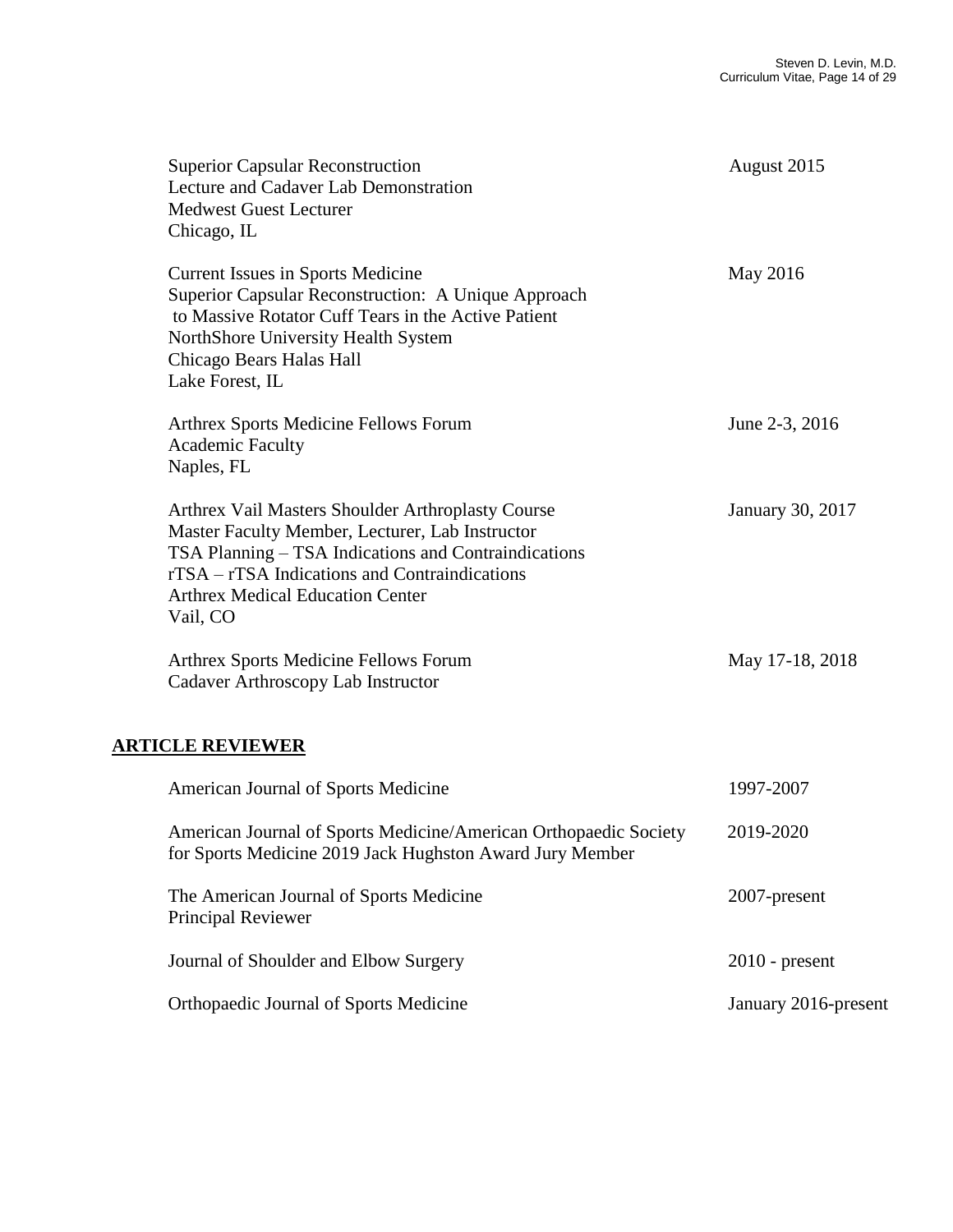Superior Capsular Reconstruction — August 2015
Lecture and Cadaver Lab Demonstration
Medwest Guest Lecturer
Chicago, IL

Current Issues in Sports Medicine — May 2016
Superior Capsular Reconstruction: A Unique Approach to Massive Rotator Cuff Tears in the Active Patient
NorthShore University Health System
Chicago Bears Halas Hall
Lake Forest, IL

Arthrex Sports Medicine Fellows Forum — June 2-3, 2016
Academic Faculty
Naples, FL

Arthrex Vail Masters Shoulder Arthroplasty Course — January 30, 2017
Master Faculty Member, Lecturer, Lab Instructor
TSA Planning – TSA Indications and Contraindications
rTSA – rTSA Indications and Contraindications
Arthrex Medical Education Center
Vail, CO

Arthrex Sports Medicine Fellows Forum — May 17-18, 2018
Cadaver Arthroscopy Lab Instructor

## ARTICLE REVIEWER

American Journal of Sports Medicine — 1997-2007

American Journal of Sports Medicine/American Orthopaedic Society for Sports Medicine 2019 Jack Hughston Award Jury Member — 2019-2020

The American Journal of Sports Medicine — 2007-present
Principal Reviewer

Journal of Shoulder and Elbow Surgery — 2010 - present

Orthopaedic Journal of Sports Medicine — January 2016-present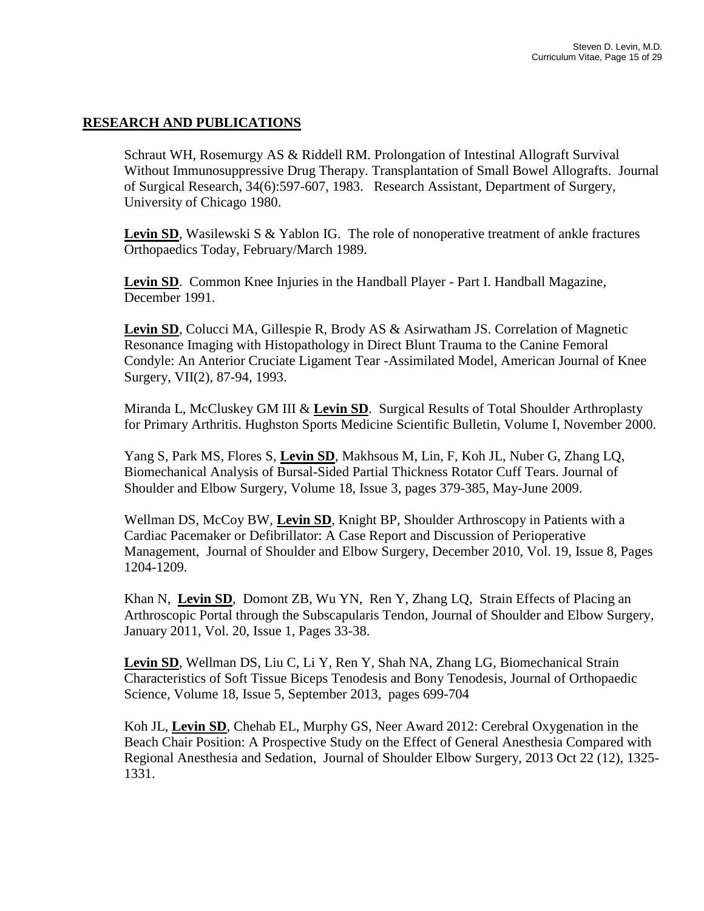## RESEARCH AND PUBLICATIONS

Schraut WH, Rosemurgy AS & Riddell RM. Prolongation of Intestinal Allograft Survival Without Immunosuppressive Drug Therapy. Transplantation of Small Bowel Allografts. Journal of Surgical Research, 34(6):597-607, 1983. Research Assistant, Department of Surgery, University of Chicago 1980.

**Levin SD**, Wasilewski S & Yablon IG. The role of nonoperative treatment of ankle fractures Orthopaedics Today, February/March 1989.

**Levin SD**. Common Knee Injuries in the Handball Player - Part I. Handball Magazine, December 1991.

**Levin SD**, Colucci MA, Gillespie R, Brody AS & Asirwatham JS. Correlation of Magnetic Resonance Imaging with Histopathology in Direct Blunt Trauma to the Canine Femoral Condyle: An Anterior Cruciate Ligament Tear -Assimilated Model, American Journal of Knee Surgery, VII(2), 87-94, 1993.

Miranda L, McCluskey GM III & **Levin SD**. Surgical Results of Total Shoulder Arthroplasty for Primary Arthritis. Hughston Sports Medicine Scientific Bulletin, Volume I, November 2000.

Yang S, Park MS, Flores S, **Levin SD**, Makhsous M, Lin, F, Koh JL, Nuber G, Zhang LQ, Biomechanical Analysis of Bursal-Sided Partial Thickness Rotator Cuff Tears. Journal of Shoulder and Elbow Surgery, Volume 18, Issue 3, pages 379-385, May-June 2009.

Wellman DS, McCoy BW, **Levin SD**, Knight BP, Shoulder Arthroscopy in Patients with a Cardiac Pacemaker or Defibrillator: A Case Report and Discussion of Perioperative Management, Journal of Shoulder and Elbow Surgery, December 2010, Vol. 19, Issue 8, Pages 1204-1209.

Khan N, **Levin SD**, Domont ZB, Wu YN, Ren Y, Zhang LQ, Strain Effects of Placing an Arthroscopic Portal through the Subscapularis Tendon, Journal of Shoulder and Elbow Surgery, January 2011, Vol. 20, Issue 1, Pages 33-38.

**Levin SD**, Wellman DS, Liu C, Li Y, Ren Y, Shah NA, Zhang LG, Biomechanical Strain Characteristics of Soft Tissue Biceps Tenodesis and Bony Tenodesis, Journal of Orthopaedic Science, Volume 18, Issue 5, September 2013, pages 699-704

Koh JL, **Levin SD**, Chehab EL, Murphy GS, Neer Award 2012: Cerebral Oxygenation in the Beach Chair Position: A Prospective Study on the Effect of General Anesthesia Compared with Regional Anesthesia and Sedation, Journal of Shoulder Elbow Surgery, 2013 Oct 22 (12), 1325-1331.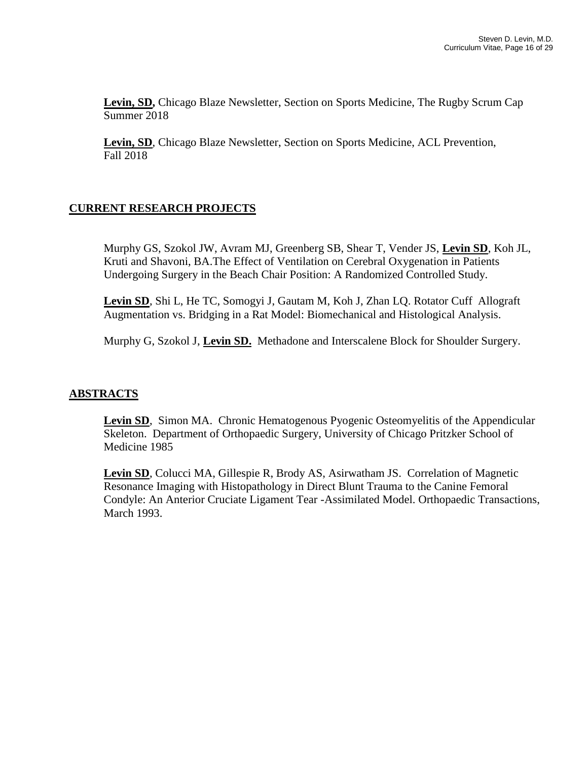**Levin, SD,** Chicago Blaze Newsletter, Section on Sports Medicine, The Rugby Scrum Cap Summer 2018

**Levin, SD**, Chicago Blaze Newsletter, Section on Sports Medicine, ACL Prevention, Fall 2018

## CURRENT RESEARCH PROJECTS

Murphy GS, Szokol JW, Avram MJ, Greenberg SB, Shear T, Vender JS, **Levin SD**, Koh JL, Kruti and Shavoni, BA.The Effect of Ventilation on Cerebral Oxygenation in Patients Undergoing Surgery in the Beach Chair Position: A Randomized Controlled Study.

**Levin SD**, Shi L, He TC, Somogyi J, Gautam M, Koh J, Zhan LQ. Rotator Cuff Allograft Augmentation vs. Bridging in a Rat Model: Biomechanical and Histological Analysis.

Murphy G, Szokol J, **Levin SD.** Methadone and Interscalene Block for Shoulder Surgery.

## ABSTRACTS

**Levin SD**, Simon MA. Chronic Hematogenous Pyogenic Osteomyelitis of the Appendicular Skeleton. Department of Orthopaedic Surgery, University of Chicago Pritzker School of Medicine 1985

**Levin SD**, Colucci MA, Gillespie R, Brody AS, Asirwatham JS. Correlation of Magnetic Resonance Imaging with Histopathology in Direct Blunt Trauma to the Canine Femoral Condyle: An Anterior Cruciate Ligament Tear -Assimilated Model. Orthopaedic Transactions, March 1993.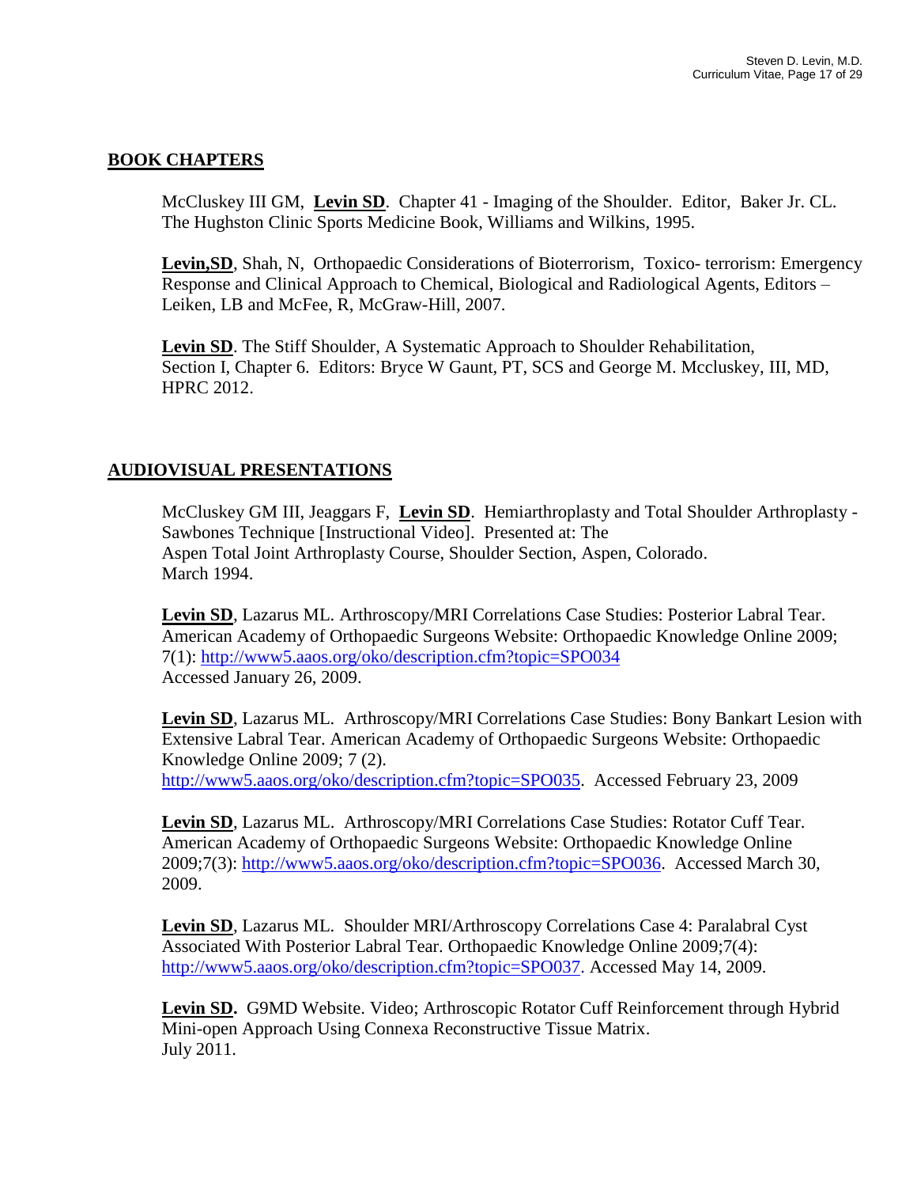## BOOK CHAPTERS

McCluskey III GM, **Levin SD**. Chapter 41 - Imaging of the Shoulder. Editor, Baker Jr. CL. The Hughston Clinic Sports Medicine Book, Williams and Wilkins, 1995.

**Levin,SD**, Shah, N, Orthopaedic Considerations of Bioterrorism, Toxico- terrorism: Emergency Response and Clinical Approach to Chemical, Biological and Radiological Agents, Editors – Leiken, LB and McFee, R, McGraw-Hill, 2007.

**Levin SD**. The Stiff Shoulder, A Systematic Approach to Shoulder Rehabilitation, Section I, Chapter 6. Editors: Bryce W Gaunt, PT, SCS and George M. Mccluskey, III, MD, HPRC 2012.

## AUDIOVISUAL PRESENTATIONS

McCluskey GM III, Jeaggars F, **Levin SD**. Hemiarthroplasty and Total Shoulder Arthroplasty - Sawbones Technique [Instructional Video]. Presented at: The Aspen Total Joint Arthroplasty Course, Shoulder Section, Aspen, Colorado. March 1994.

**Levin SD**, Lazarus ML. Arthroscopy/MRI Correlations Case Studies: Posterior Labral Tear. American Academy of Orthopaedic Surgeons Website: Orthopaedic Knowledge Online 2009; 7(1): http://www5.aaos.org/oko/description.cfm?topic=SPO034 Accessed January 26, 2009.

**Levin SD**, Lazarus ML. Arthroscopy/MRI Correlations Case Studies: Bony Bankart Lesion with Extensive Labral Tear. American Academy of Orthopaedic Surgeons Website: Orthopaedic Knowledge Online 2009; 7 (2). http://www5.aaos.org/oko/description.cfm?topic=SPO035. Accessed February 23, 2009

**Levin SD**, Lazarus ML. Arthroscopy/MRI Correlations Case Studies: Rotator Cuff Tear. American Academy of Orthopaedic Surgeons Website: Orthopaedic Knowledge Online 2009;7(3): http://www5.aaos.org/oko/description.cfm?topic=SPO036. Accessed March 30, 2009.

**Levin SD**, Lazarus ML. Shoulder MRI/Arthroscopy Correlations Case 4: Paralabral Cyst Associated With Posterior Labral Tear. Orthopaedic Knowledge Online 2009;7(4): http://www5.aaos.org/oko/description.cfm?topic=SPO037. Accessed May 14, 2009.

**Levin SD.** G9MD Website. Video; Arthroscopic Rotator Cuff Reinforcement through Hybrid Mini-open Approach Using Connexa Reconstructive Tissue Matrix. July 2011.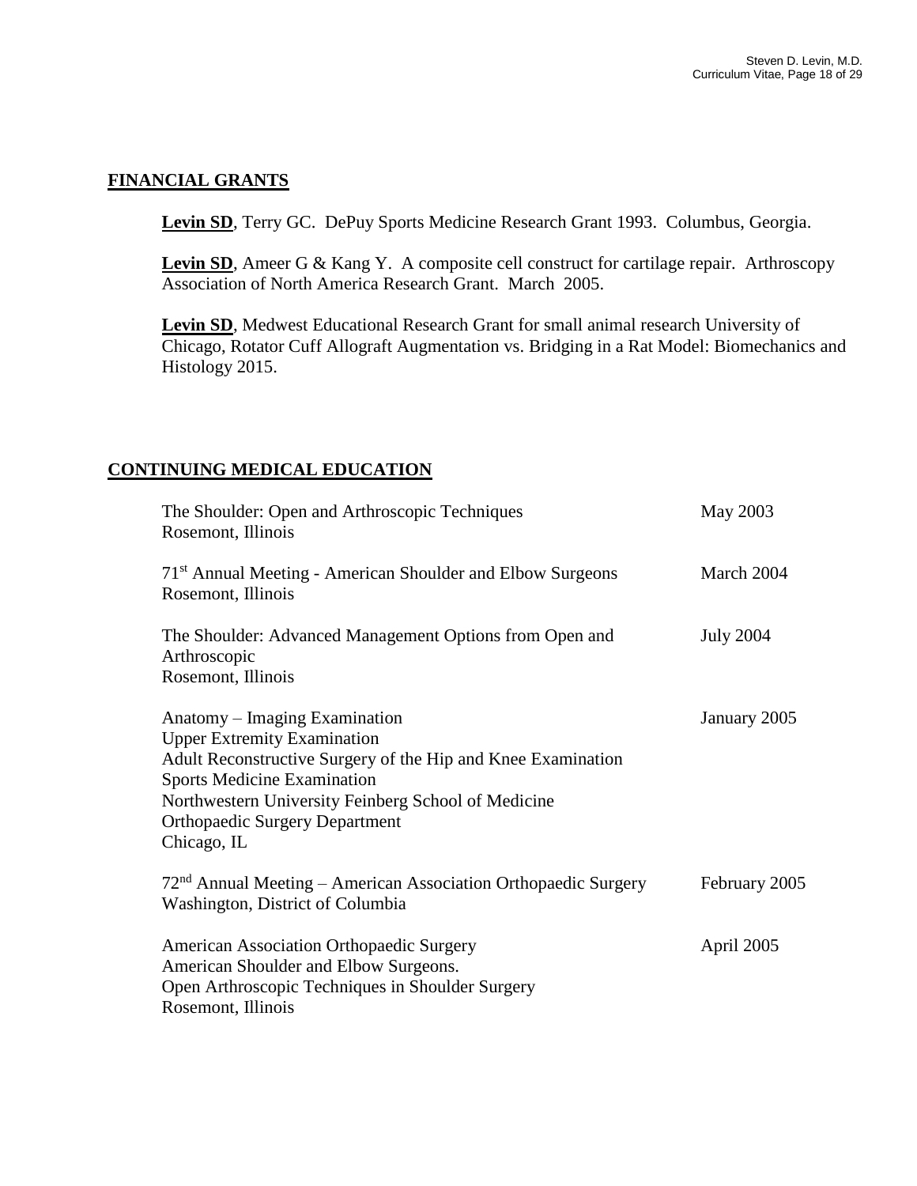## FINANCIAL GRANTS

**Levin SD**, Terry GC. DePuy Sports Medicine Research Grant 1993. Columbus, Georgia.

**Levin SD**, Ameer G & Kang Y. A composite cell construct for cartilage repair. Arthroscopy Association of North America Research Grant. March 2005.

**Levin SD**, Medwest Educational Research Grant for small animal research University of Chicago, Rotator Cuff Allograft Augmentation vs. Bridging in a Rat Model: Biomechanics and Histology 2015.

## CONTINUING MEDICAL EDUCATION

| | |
|---|---|
| The Shoulder: Open and Arthroscopic Techniques<br>Rosemont, Illinois | May 2003 |
| 71st Annual Meeting - American Shoulder and Elbow Surgeons<br>Rosemont, Illinois | March 2004 |
| The Shoulder: Advanced Management Options from Open and Arthroscopic<br>Rosemont, Illinois | July 2004 |
| Anatomy – Imaging Examination<br>Upper Extremity Examination<br>Adult Reconstructive Surgery of the Hip and Knee Examination<br>Sports Medicine Examination<br>Northwestern University Feinberg School of Medicine<br>Orthopaedic Surgery Department<br>Chicago, IL | January 2005 |
| 72nd Annual Meeting – American Association Orthopaedic Surgery<br>Washington, District of Columbia | February 2005 |
| American Association Orthopaedic Surgery<br>American Shoulder and Elbow Surgeons.<br>Open Arthroscopic Techniques in Shoulder Surgery<br>Rosemont, Illinois | April 2005 |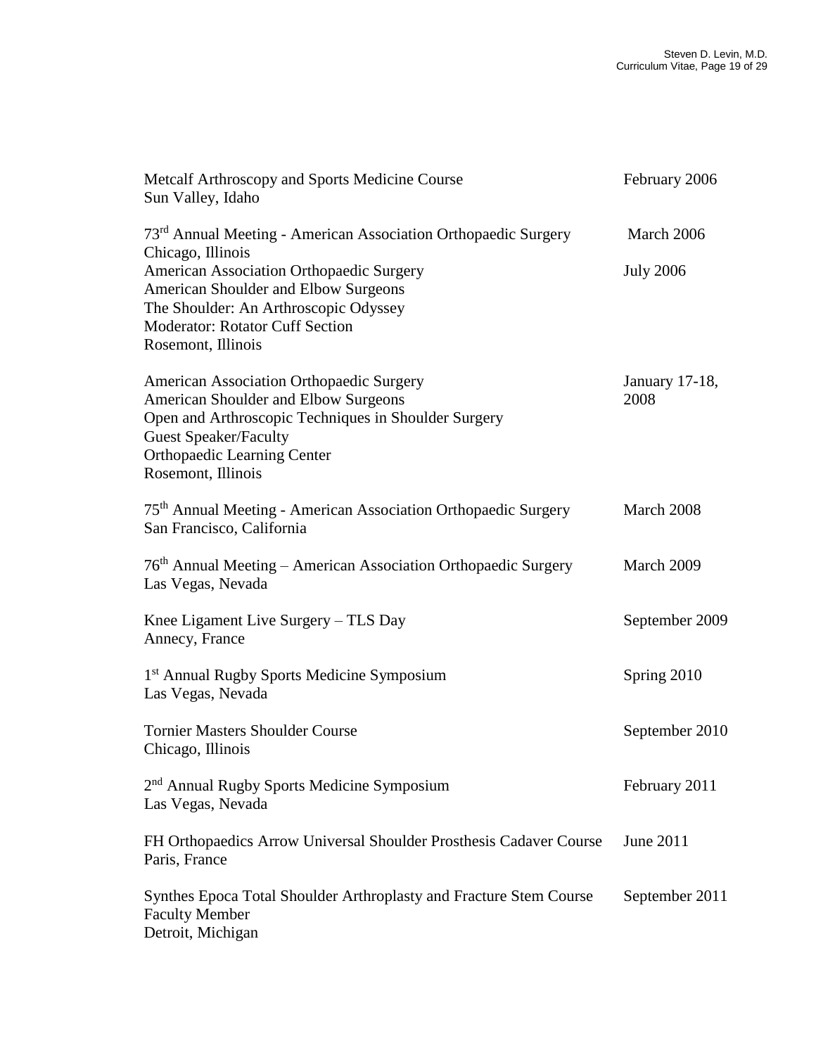Metcalf Arthroscopy and Sports Medicine Course — February 2006
Sun Valley, Idaho

73rd Annual Meeting - American Association Orthopaedic Surgery — March 2006
Chicago, Illinois

American Association Orthopaedic Surgery — July 2006
American Shoulder and Elbow Surgeons
The Shoulder: An Arthroscopic Odyssey
Moderator: Rotator Cuff Section
Rosemont, Illinois

American Association Orthopaedic Surgery — January 17-18, 2008
American Shoulder and Elbow Surgeons
Open and Arthroscopic Techniques in Shoulder Surgery
Guest Speaker/Faculty
Orthopaedic Learning Center
Rosemont, Illinois

75th Annual Meeting - American Association Orthopaedic Surgery — March 2008
San Francisco, California

76th Annual Meeting – American Association Orthopaedic Surgery — March 2009
Las Vegas, Nevada

Knee Ligament Live Surgery – TLS Day — September 2009
Annecy, France

1st Annual Rugby Sports Medicine Symposium — Spring 2010
Las Vegas, Nevada

Tornier Masters Shoulder Course — September 2010
Chicago, Illinois

2nd Annual Rugby Sports Medicine Symposium — February 2011
Las Vegas, Nevada

FH Orthopaedics Arrow Universal Shoulder Prosthesis Cadaver Course — June 2011
Paris, France

Synthes Epoca Total Shoulder Arthroplasty and Fracture Stem Course — September 2011
Faculty Member
Detroit, Michigan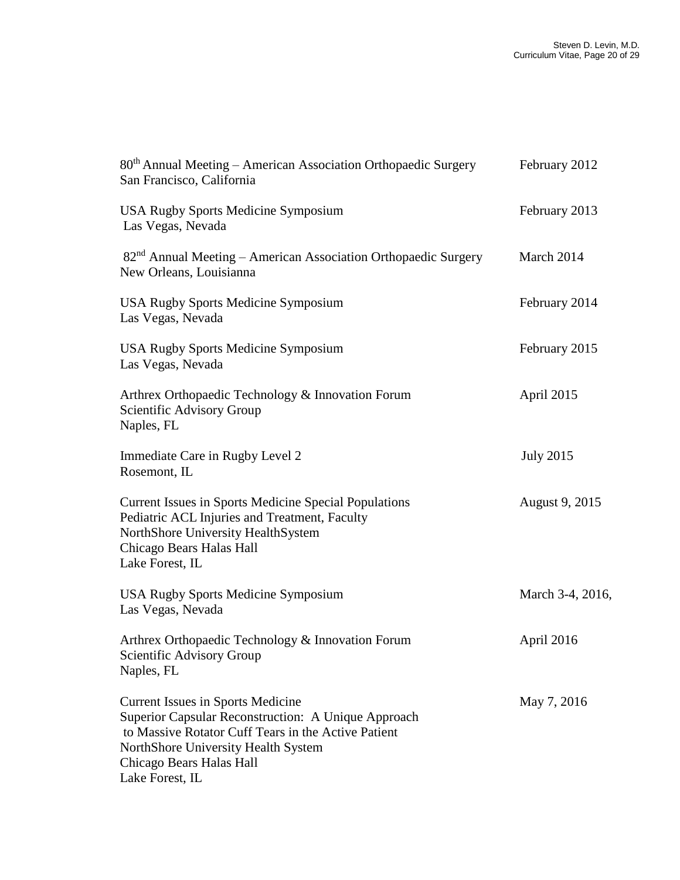80th Annual Meeting – American Association Orthopaedic Surgery — February 2012
San Francisco, California

USA Rugby Sports Medicine Symposium — February 2013
Las Vegas, Nevada

82nd Annual Meeting – American Association Orthopaedic Surgery — March 2014
New Orleans, Louisianna

USA Rugby Sports Medicine Symposium — February 2014
Las Vegas, Nevada

USA Rugby Sports Medicine Symposium — February 2015
Las Vegas, Nevada

Arthrex Orthopaedic Technology & Innovation Forum — April 2015
Scientific Advisory Group
Naples, FL

Immediate Care in Rugby Level 2 — July 2015
Rosemont, IL

Current Issues in Sports Medicine Special Populations — August 9, 2015
Pediatric ACL Injuries and Treatment, Faculty
NorthShore University HealthSystem
Chicago Bears Halas Hall
Lake Forest, IL

USA Rugby Sports Medicine Symposium — March 3-4, 2016,
Las Vegas, Nevada

Arthrex Orthopaedic Technology & Innovation Forum — April 2016
Scientific Advisory Group
Naples, FL

Current Issues in Sports Medicine — May 7, 2016
Superior Capsular Reconstruction: A Unique Approach to Massive Rotator Cuff Tears in the Active Patient
NorthShore University Health System
Chicago Bears Halas Hall
Lake Forest, IL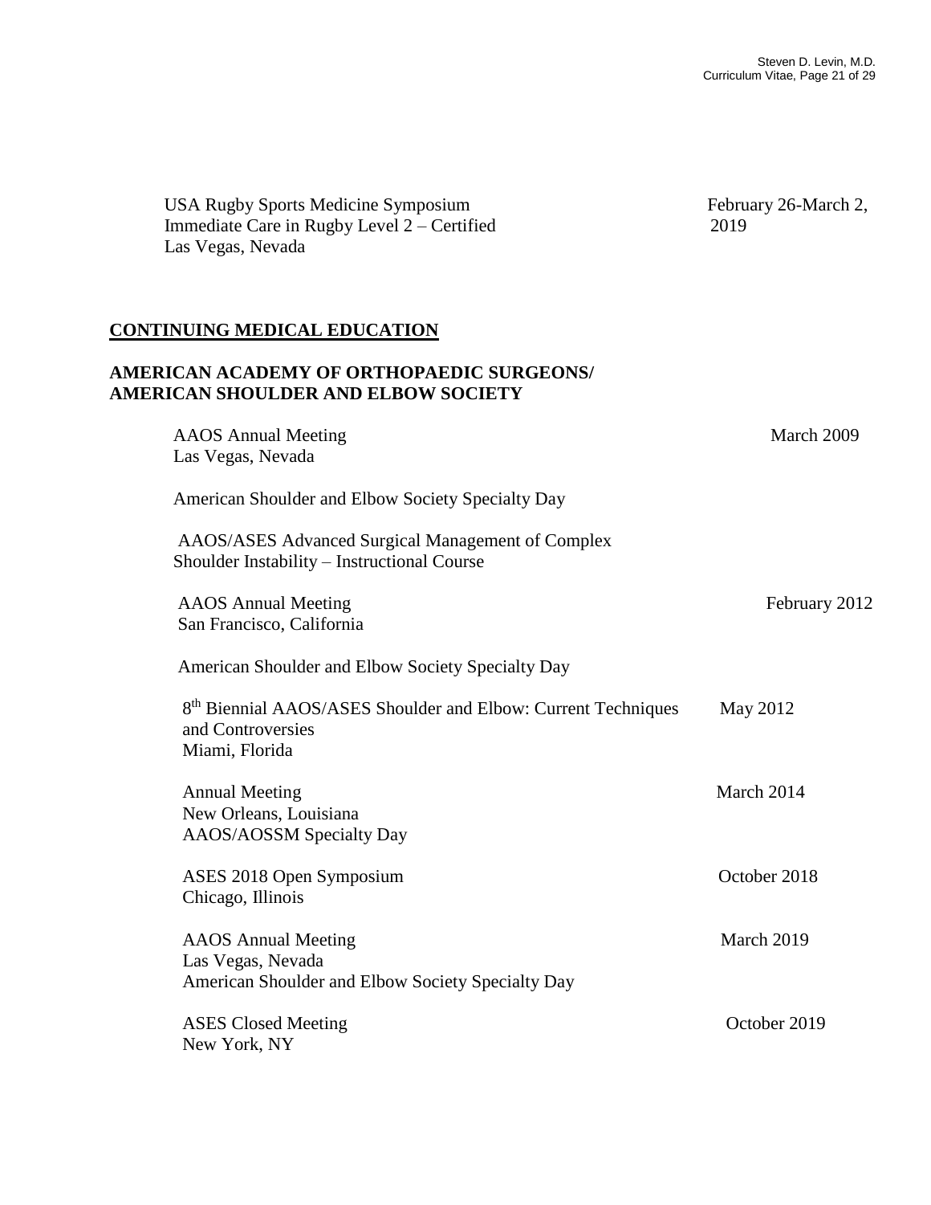USA Rugby Sports Medicine Symposium — February 26-March 2, 2019
Immediate Care in Rugby Level 2 – Certified
Las Vegas, Nevada

## CONTINUING MEDICAL EDUCATION

### AMERICAN ACADEMY OF ORTHOPAEDIC SURGEONS/ AMERICAN SHOULDER AND ELBOW SOCIETY

AAOS Annual Meeting — March 2009
Las Vegas, Nevada

American Shoulder and Elbow Society Specialty Day

AAOS/ASES Advanced Surgical Management of Complex Shoulder Instability – Instructional Course

AAOS Annual Meeting — February 2012
San Francisco, California

American Shoulder and Elbow Society Specialty Day

8th Biennial AAOS/ASES Shoulder and Elbow: Current Techniques and Controversies — May 2012
Miami, Florida

Annual Meeting — March 2014
New Orleans, Louisiana
AAOS/AOSSM Specialty Day

ASES 2018 Open Symposium — October 2018
Chicago, Illinois

AAOS Annual Meeting — March 2019
Las Vegas, Nevada
American Shoulder and Elbow Society Specialty Day

ASES Closed Meeting — October 2019
New York, NY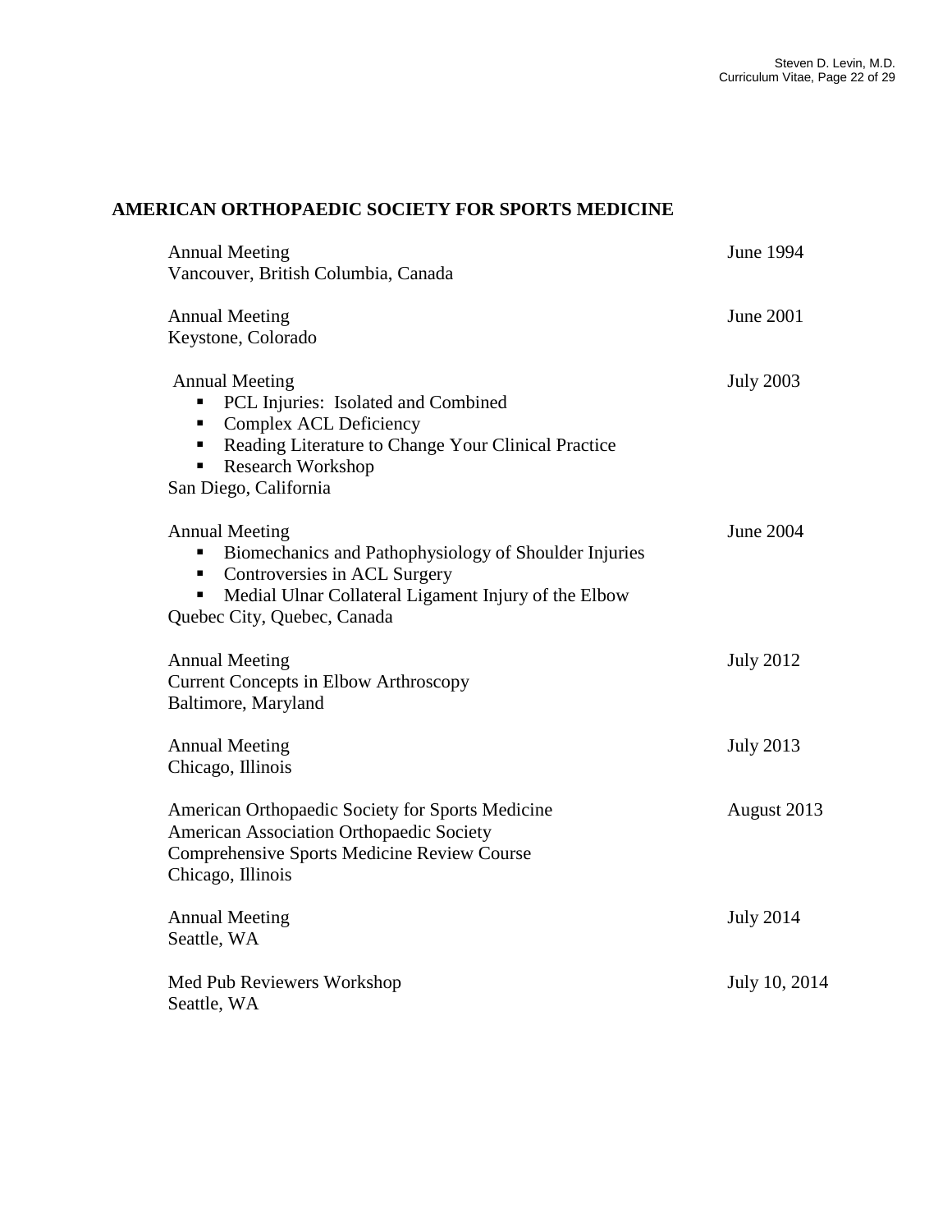## AMERICAN ORTHOPAEDIC SOCIETY FOR SPORTS MEDICINE

Annual Meeting — June 1994
Vancouver, British Columbia, Canada

Annual Meeting — June 2001
Keystone, Colorado

Annual Meeting — July 2003
- PCL Injuries: Isolated and Combined
- Complex ACL Deficiency
- Reading Literature to Change Your Clinical Practice
- Research Workshop

San Diego, California

Annual Meeting — June 2004
- Biomechanics and Pathophysiology of Shoulder Injuries
- Controversies in ACL Surgery
- Medial Ulnar Collateral Ligament Injury of the Elbow

Quebec City, Quebec, Canada

Annual Meeting — July 2012
Current Concepts in Elbow Arthroscopy
Baltimore, Maryland

Annual Meeting — July 2013
Chicago, Illinois

American Orthopaedic Society for Sports Medicine — August 2013
American Association Orthopaedic Society
Comprehensive Sports Medicine Review Course
Chicago, Illinois

Annual Meeting — July 2014
Seattle, WA

Med Pub Reviewers Workshop — July 10, 2014
Seattle, WA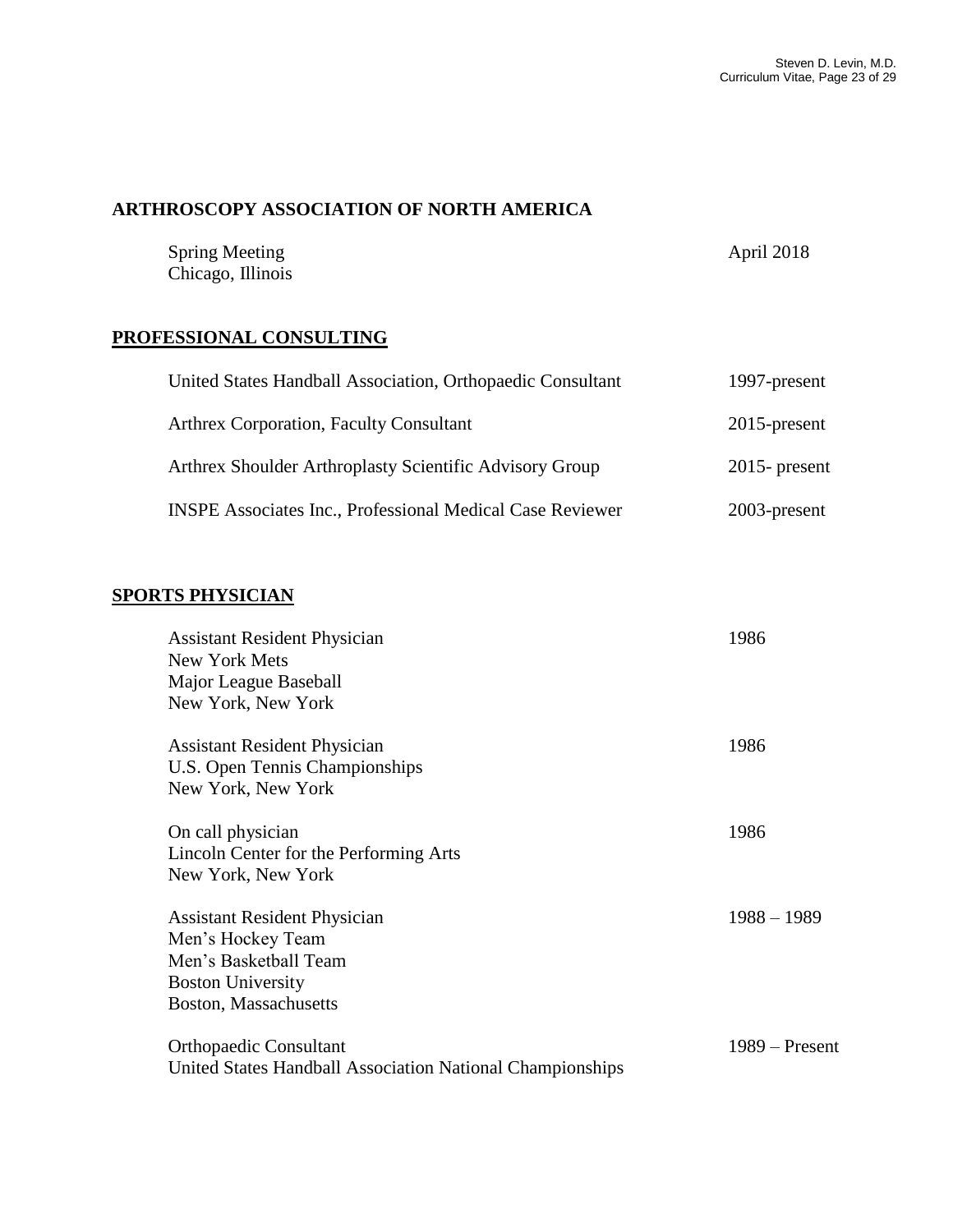**ARTHROSCOPY ASSOCIATION OF NORTH AMERICA**

Spring Meeting — April 2018
Chicago, Illinois

## PROFESSIONAL CONSULTING

| | |
|---|---|
| United States Handball Association, Orthopaedic Consultant | 1997-present |
| Arthrex Corporation, Faculty Consultant | 2015-present |
| Arthrex Shoulder Arthroplasty Scientific Advisory Group | 2015- present |
| INSPE Associates Inc., Professional Medical Case Reviewer | 2003-present |

## SPORTS PHYSICIAN

Assistant Resident Physician — 1986
New York Mets
Major League Baseball
New York, New York

Assistant Resident Physician — 1986
U.S. Open Tennis Championships
New York, New York

On call physician — 1986
Lincoln Center for the Performing Arts
New York, New York

Assistant Resident Physician — 1988 – 1989
Men's Hockey Team
Men's Basketball Team
Boston University
Boston, Massachusetts

Orthopaedic Consultant — 1989 – Present
United States Handball Association National Championships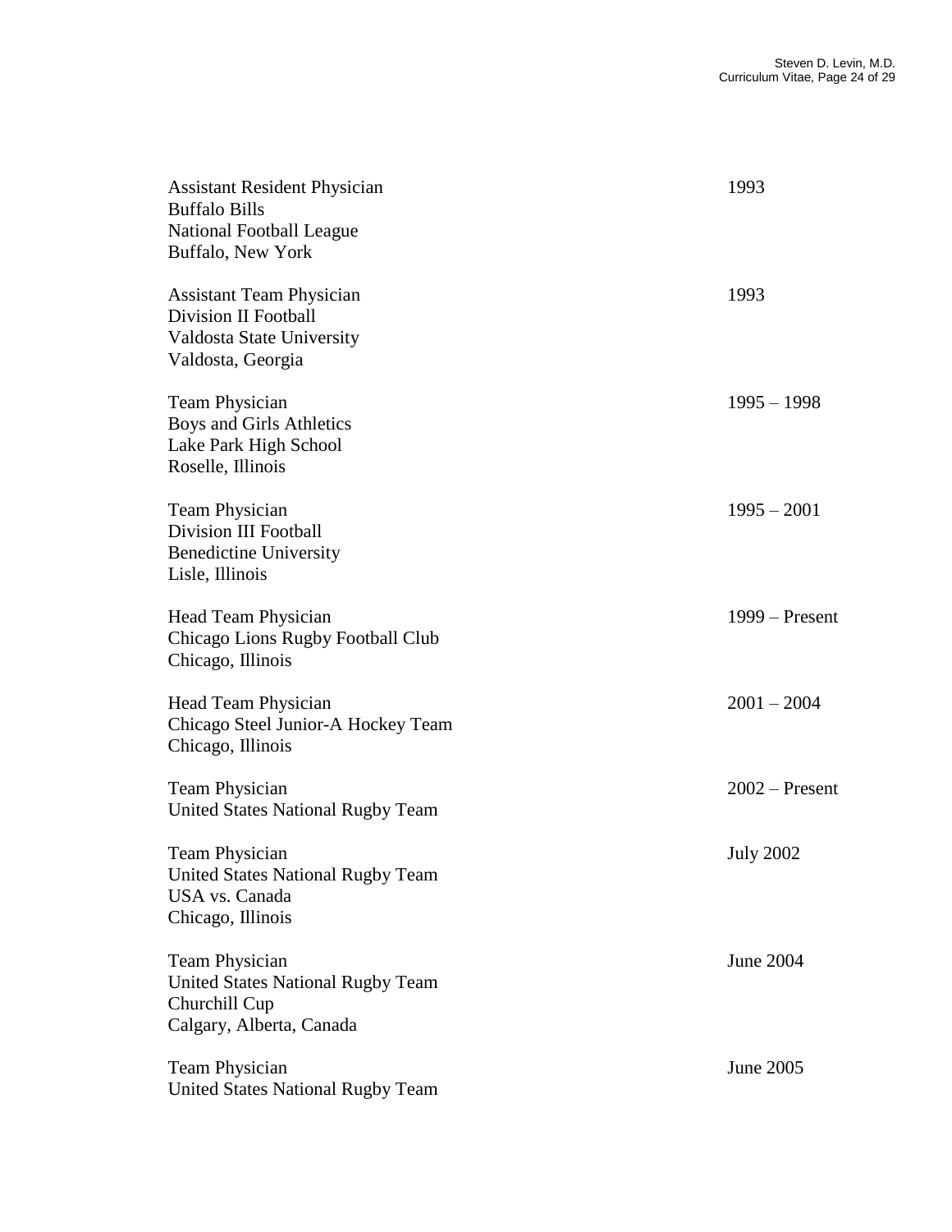Assistant Resident Physician
Buffalo Bills
National Football League
Buffalo, New York
1993

Assistant Team Physician
Division II Football
Valdosta State University
Valdosta, Georgia
1993

Team Physician
Boys and Girls Athletics
Lake Park High School
Roselle, Illinois
1995 – 1998

Team Physician
Division III Football
Benedictine University
Lisle, Illinois
1995 – 2001

Head Team Physician
Chicago Lions Rugby Football Club
Chicago, Illinois
1999 – Present

Head Team Physician
Chicago Steel Junior-A Hockey Team
Chicago, Illinois
2001 – 2004

Team Physician
United States National Rugby Team
2002 – Present

Team Physician
United States National Rugby Team
USA vs. Canada
Chicago, Illinois
July 2002

Team Physician
United States National Rugby Team
Churchill Cup
Calgary, Alberta, Canada
June 2004

Team Physician
United States National Rugby Team
June 2005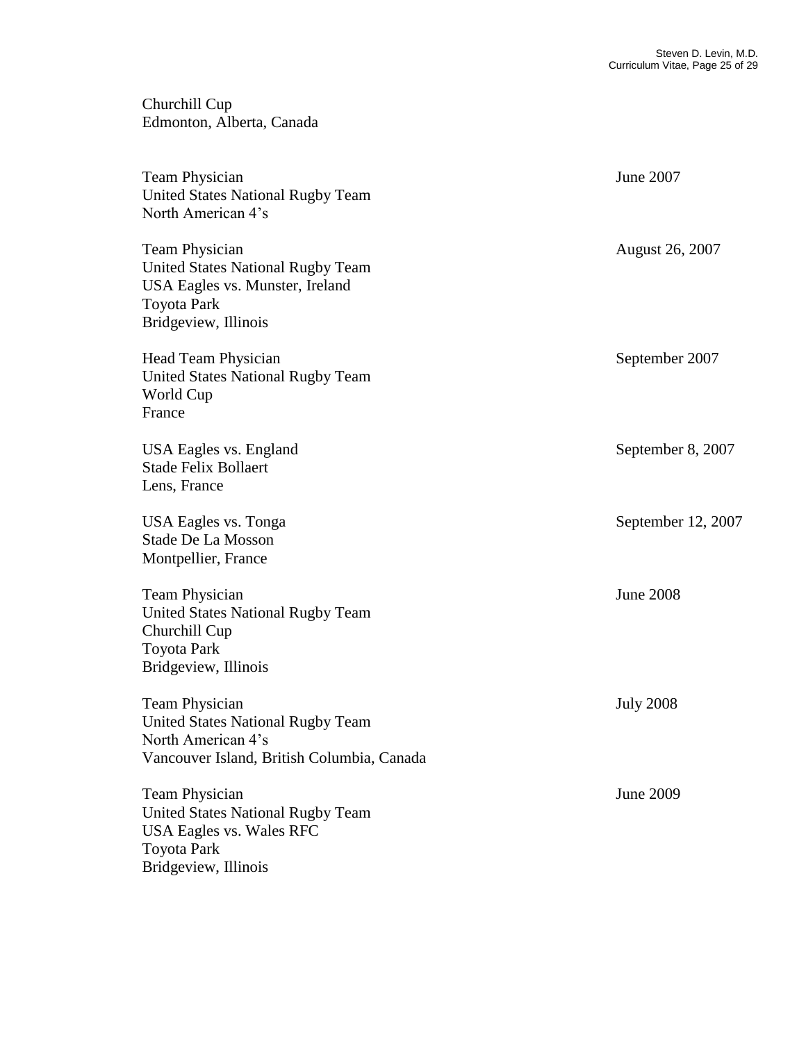Churchill Cup
Edmonton, Alberta, Canada

Team Physician — June 2007
United States National Rugby Team
North American 4's

Team Physician — August 26, 2007
United States National Rugby Team
USA Eagles vs. Munster, Ireland
Toyota Park
Bridgeview, Illinois

Head Team Physician — September 2007
United States National Rugby Team
World Cup
France

USA Eagles vs. England — September 8, 2007
Stade Felix Bollaert
Lens, France

USA Eagles vs. Tonga — September 12, 2007
Stade De La Mosson
Montpellier, France

Team Physician — June 2008
United States National Rugby Team
Churchill Cup
Toyota Park
Bridgeview, Illinois

Team Physician — July 2008
United States National Rugby Team
North American 4's
Vancouver Island, British Columbia, Canada

Team Physician — June 2009
United States National Rugby Team
USA Eagles vs. Wales RFC
Toyota Park
Bridgeview, Illinois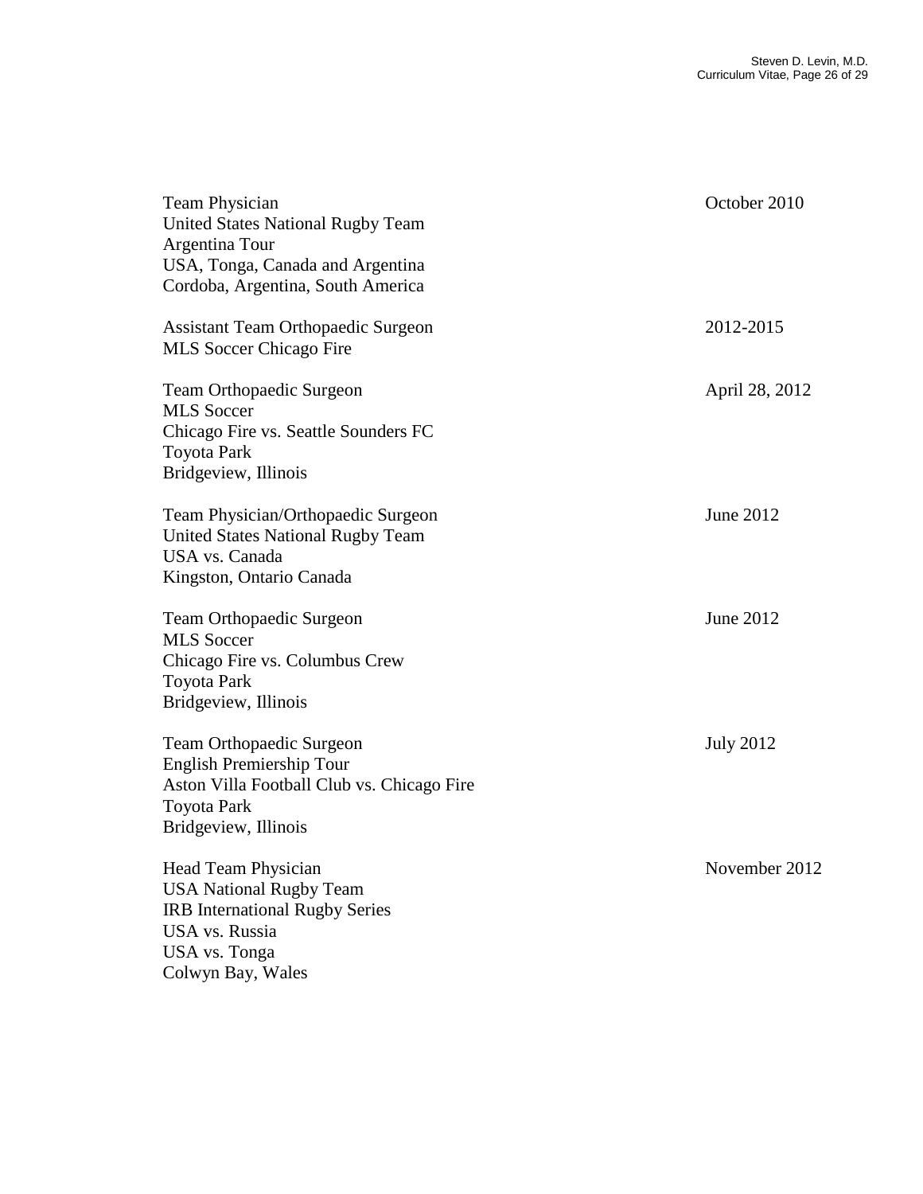Team Physician  
United States National Rugby Team  
Argentina Tour  
USA, Tonga, Canada and Argentina  
Cordoba, Argentina, South America  
October 2010

Assistant Team Orthopaedic Surgeon  
MLS Soccer Chicago Fire  
2012-2015

Team Orthopaedic Surgeon  
MLS Soccer  
Chicago Fire vs. Seattle Sounders FC  
Toyota Park  
Bridgeview, Illinois  
April 28, 2012

Team Physician/Orthopaedic Surgeon  
United States National Rugby Team  
USA vs. Canada  
Kingston, Ontario Canada  
June 2012

Team Orthopaedic Surgeon  
MLS Soccer  
Chicago Fire vs. Columbus Crew  
Toyota Park  
Bridgeview, Illinois  
June 2012

Team Orthopaedic Surgeon  
English Premiership Tour  
Aston Villa Football Club vs. Chicago Fire  
Toyota Park  
Bridgeview, Illinois  
July 2012

Head Team Physician  
USA National Rugby Team  
IRB International Rugby Series  
USA vs. Russia  
USA vs. Tonga  
Colwyn Bay, Wales  
November 2012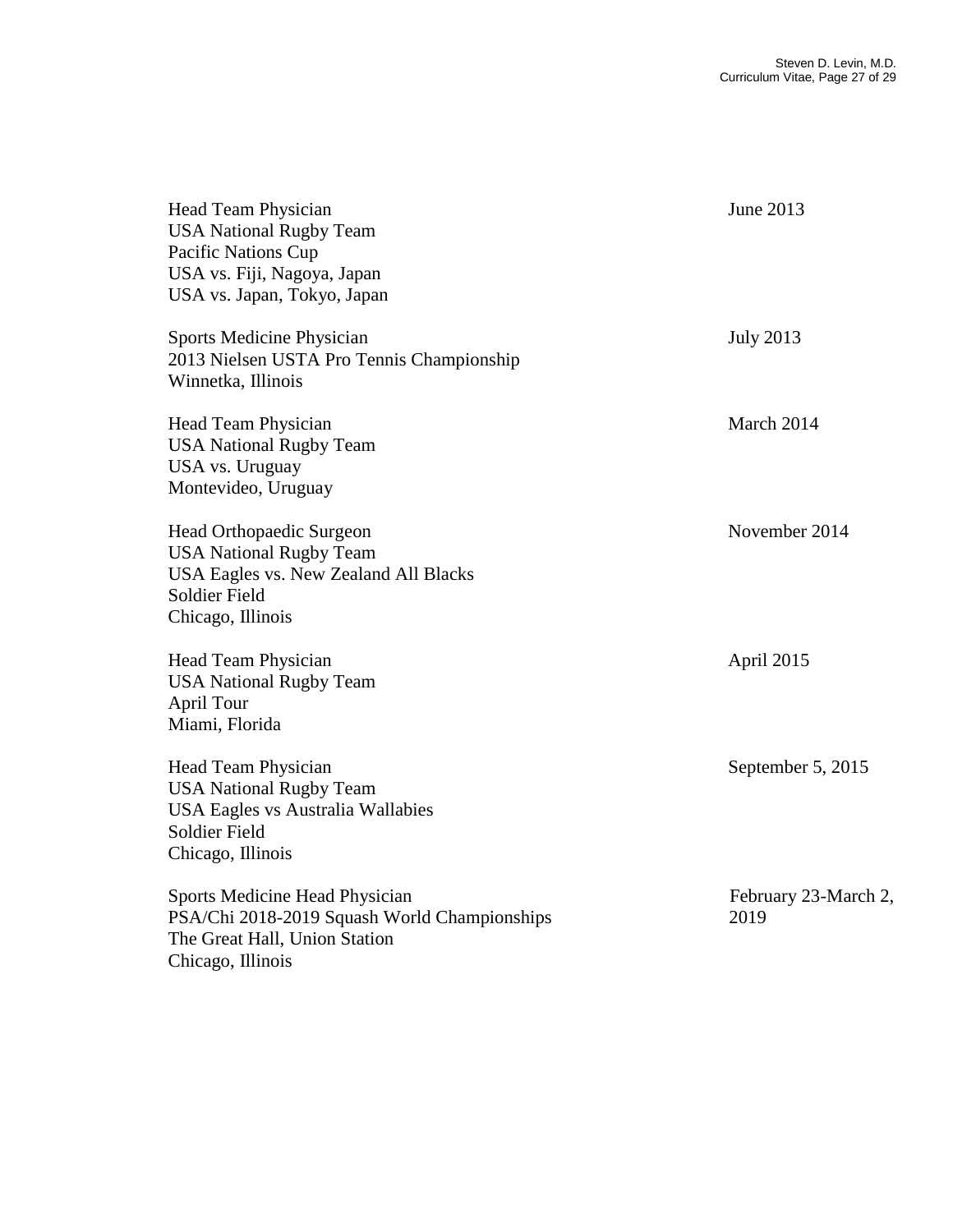| | |
|---|---|
| Head Team Physician<br>USA National Rugby Team<br>Pacific Nations Cup<br>USA vs. Fiji, Nagoya, Japan<br>USA vs. Japan, Tokyo, Japan | June 2013 |
| Sports Medicine Physician<br>2013 Nielsen USTA Pro Tennis Championship<br>Winnetka, Illinois | July 2013 |
| Head Team Physician<br>USA National Rugby Team<br>USA vs. Uruguay<br>Montevideo, Uruguay | March 2014 |
| Head Orthopaedic Surgeon<br>USA National Rugby Team<br>USA Eagles vs. New Zealand All Blacks<br>Soldier Field<br>Chicago, Illinois | November 2014 |
| Head Team Physician<br>USA National Rugby Team<br>April Tour<br>Miami, Florida | April 2015 |
| Head Team Physician<br>USA National Rugby Team<br>USA Eagles vs Australia Wallabies<br>Soldier Field<br>Chicago, Illinois | September 5, 2015 |
| Sports Medicine Head Physician<br>PSA/Chi 2018-2019 Squash World Championships<br>The Great Hall, Union Station<br>Chicago, Illinois | February 23-March 2, 2019 |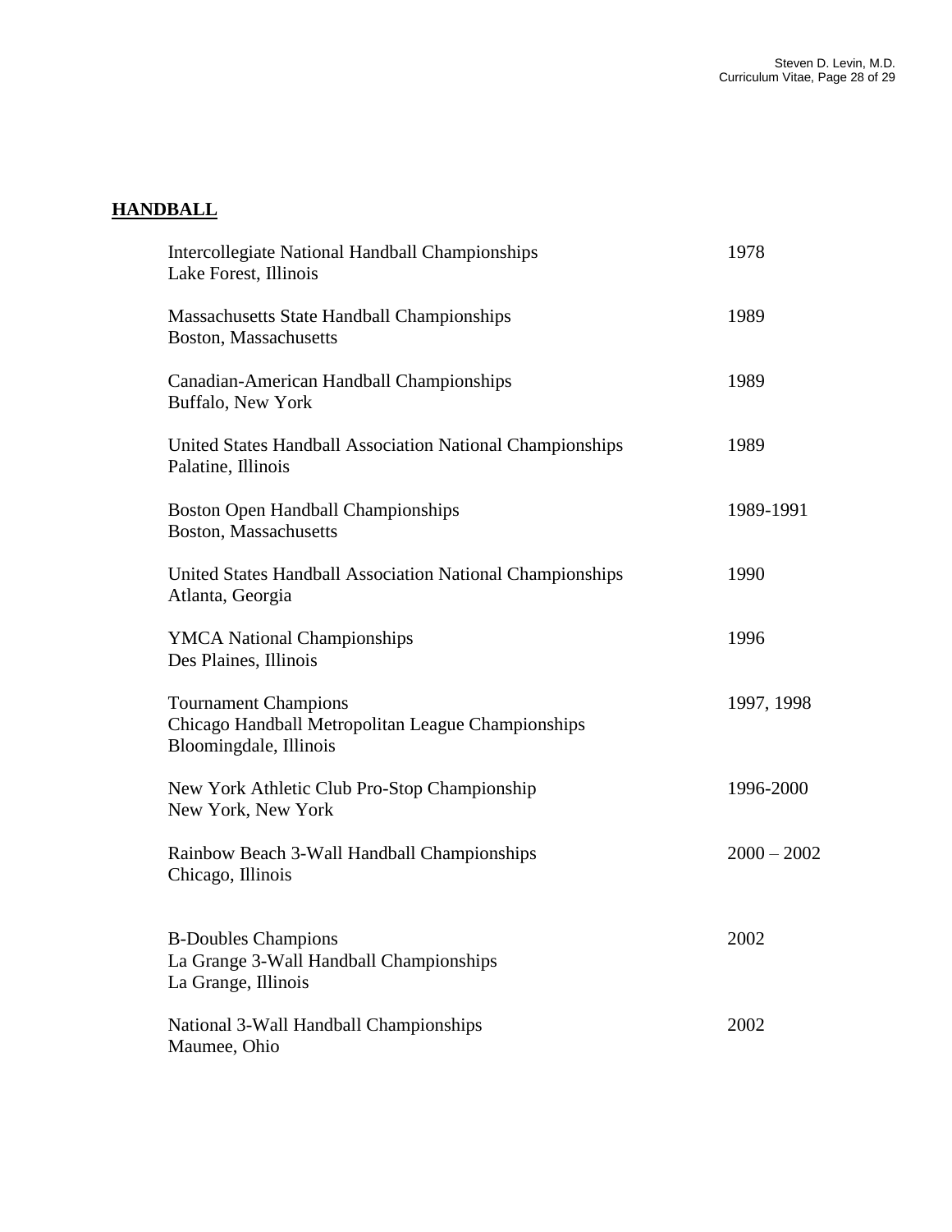## HANDBALL

| | |
|---|---|
| Intercollegiate National Handball Championships<br>Lake Forest, Illinois | 1978 |
| Massachusetts State Handball Championships<br>Boston, Massachusetts | 1989 |
| Canadian-American Handball Championships<br>Buffalo, New York | 1989 |
| United States Handball Association National Championships<br>Palatine, Illinois | 1989 |
| Boston Open Handball Championships<br>Boston, Massachusetts | 1989-1991 |
| United States Handball Association National Championships<br>Atlanta, Georgia | 1990 |
| YMCA National Championships<br>Des Plaines, Illinois | 1996 |
| Tournament Champions<br>Chicago Handball Metropolitan League Championships<br>Bloomingdale, Illinois | 1997, 1998 |
| New York Athletic Club Pro-Stop Championship<br>New York, New York | 1996-2000 |
| Rainbow Beach 3-Wall Handball Championships<br>Chicago, Illinois | 2000 – 2002 |
| B-Doubles Champions<br>La Grange 3-Wall Handball Championships<br>La Grange, Illinois | 2002 |
| National 3-Wall Handball Championships<br>Maumee, Ohio | 2002 |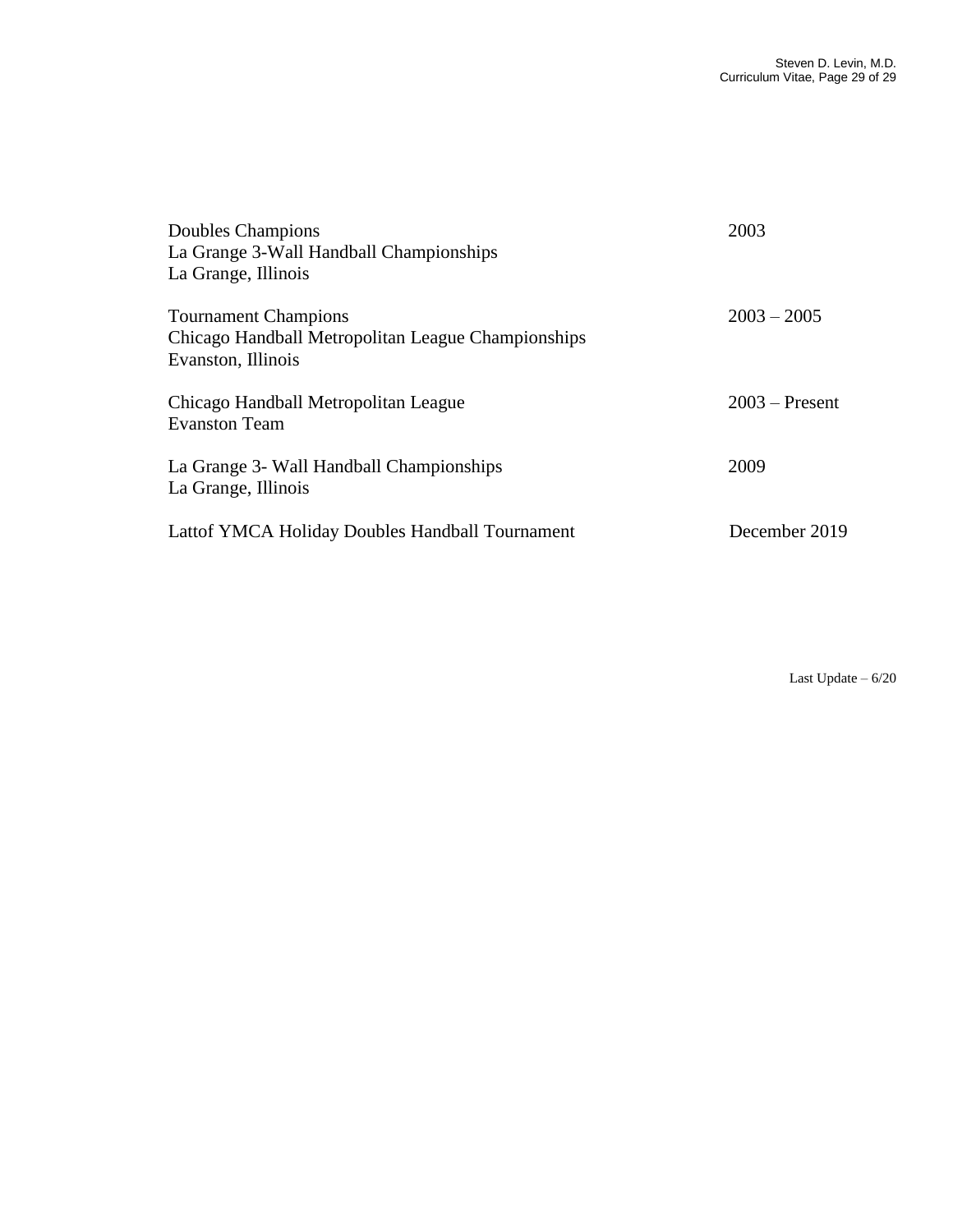| | |
|---|---|
| Doubles Champions<br>La Grange 3-Wall Handball Championships<br>La Grange, Illinois | 2003 |
| Tournament Champions<br>Chicago Handball Metropolitan League Championships<br>Evanston, Illinois | 2003 – 2005 |
| Chicago Handball Metropolitan League<br>Evanston Team | 2003 – Present |
| La Grange 3- Wall Handball Championships<br>La Grange, Illinois | 2009 |
| Lattof YMCA Holiday Doubles Handball Tournament | December 2019 |

Last Update – 6/20